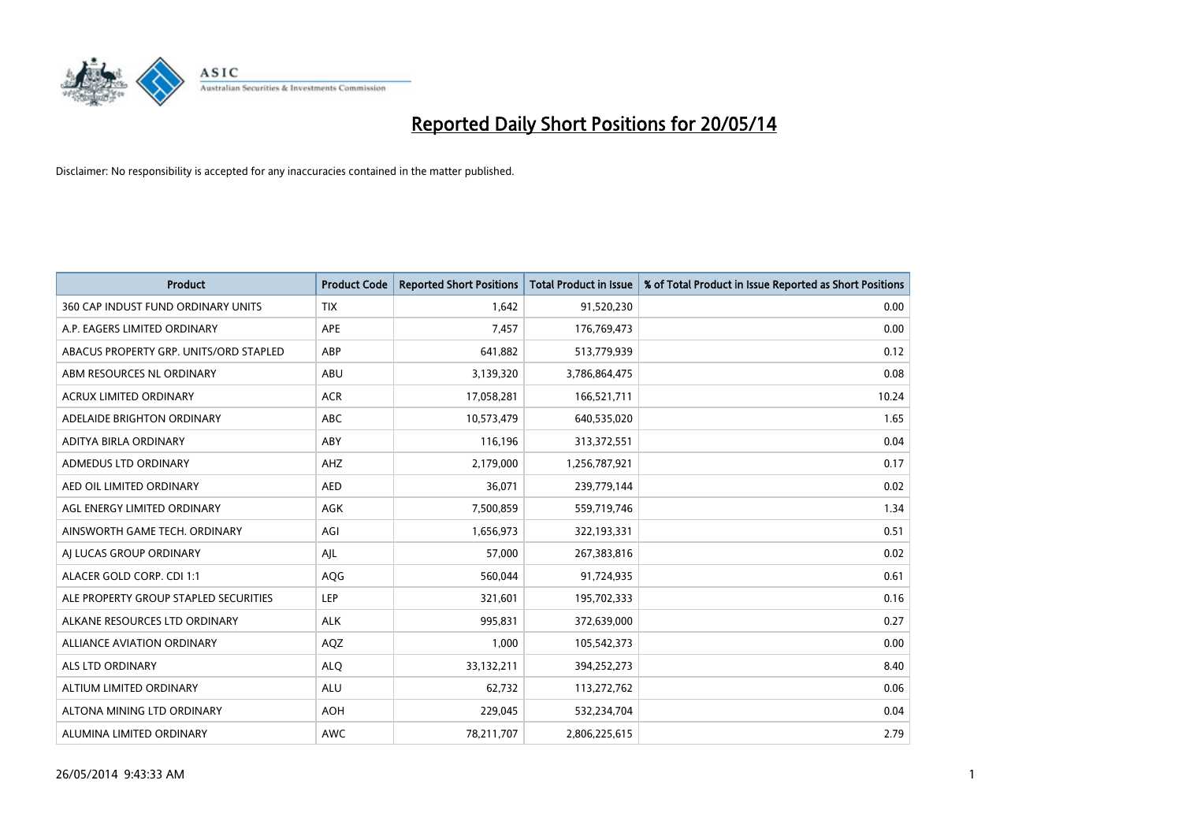# Reported Daily Short Positions for 20/05/14

Disclaimer: No responsibility is accepted for any inaccuracies contained in the matter published.

| Product | Product Code | Reported Short Positions | Total Product in Issue | % of Total Product in Issue Reported as Short Positions |
|---|---|---|---|---|
| 360 CAP INDUST FUND ORDINARY UNITS | TIX | 1,642 | 91,520,230 | 0.00 |
| A.P. EAGERS LIMITED ORDINARY | APE | 7,457 | 176,769,473 | 0.00 |
| ABACUS PROPERTY GRP. UNITS/ORD STAPLED | ABP | 641,882 | 513,779,939 | 0.12 |
| ABM RESOURCES NL ORDINARY | ABU | 3,139,320 | 3,786,864,475 | 0.08 |
| ACRUX LIMITED ORDINARY | ACR | 17,058,281 | 166,521,711 | 10.24 |
| ADELAIDE BRIGHTON ORDINARY | ABC | 10,573,479 | 640,535,020 | 1.65 |
| ADITYA BIRLA ORDINARY | ABY | 116,196 | 313,372,551 | 0.04 |
| ADMEDUS LTD ORDINARY | AHZ | 2,179,000 | 1,256,787,921 | 0.17 |
| AED OIL LIMITED ORDINARY | AED | 36,071 | 239,779,144 | 0.02 |
| AGL ENERGY LIMITED ORDINARY | AGK | 7,500,859 | 559,719,746 | 1.34 |
| AINSWORTH GAME TECH. ORDINARY | AGI | 1,656,973 | 322,193,331 | 0.51 |
| AJ LUCAS GROUP ORDINARY | AJL | 57,000 | 267,383,816 | 0.02 |
| ALACER GOLD CORP. CDI 1:1 | AQG | 560,044 | 91,724,935 | 0.61 |
| ALE PROPERTY GROUP STAPLED SECURITIES | LEP | 321,601 | 195,702,333 | 0.16 |
| ALKANE RESOURCES LTD ORDINARY | ALK | 995,831 | 372,639,000 | 0.27 |
| ALLIANCE AVIATION ORDINARY | AQZ | 1,000 | 105,542,373 | 0.00 |
| ALS LTD ORDINARY | ALQ | 33,132,211 | 394,252,273 | 8.40 |
| ALTIUM LIMITED ORDINARY | ALU | 62,732 | 113,272,762 | 0.06 |
| ALTONA MINING LTD ORDINARY | AOH | 229,045 | 532,234,704 | 0.04 |
| ALUMINA LIMITED ORDINARY | AWC | 78,211,707 | 2,806,225,615 | 2.79 |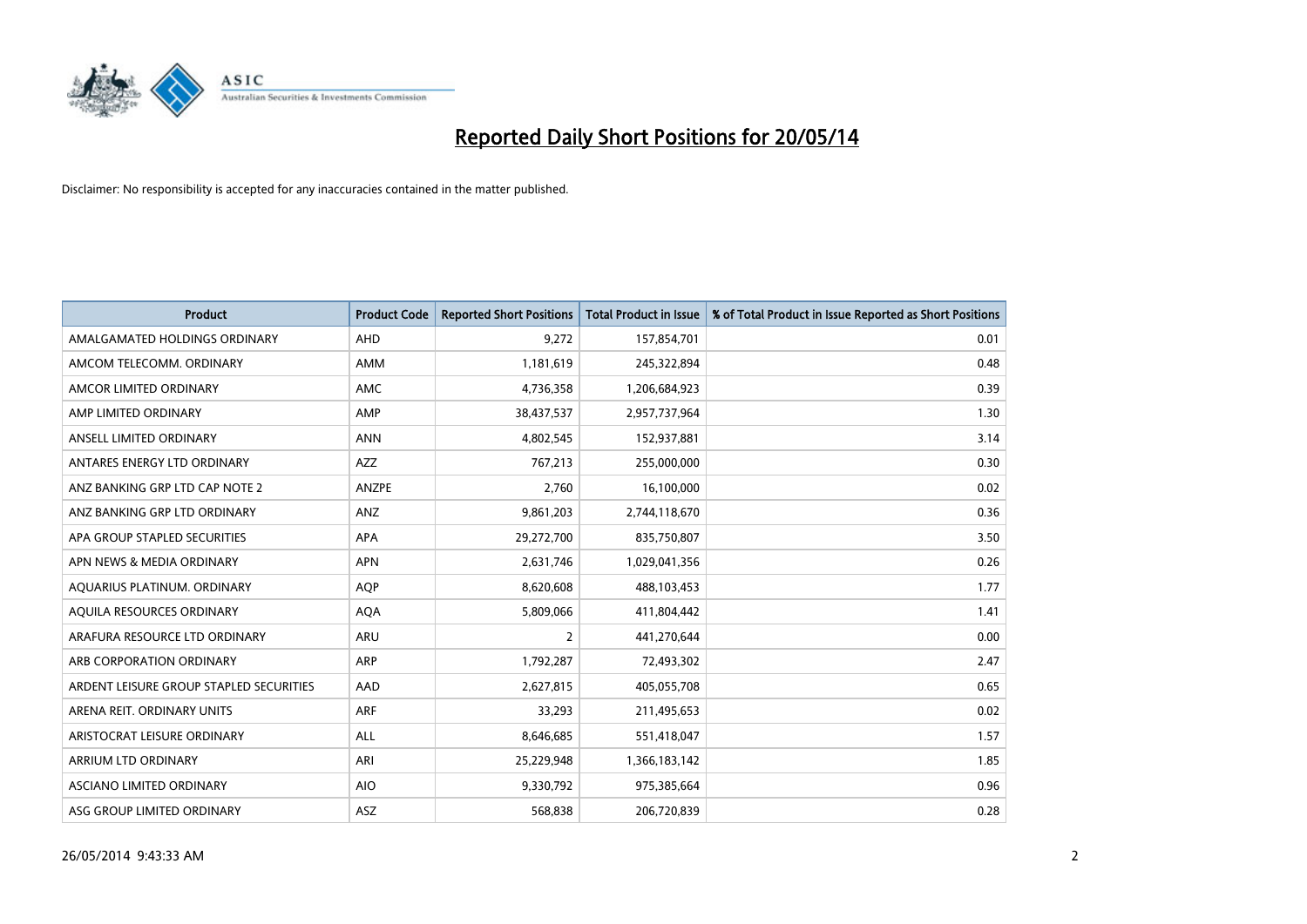# Reported Daily Short Positions for 20/05/14

Disclaimer: No responsibility is accepted for any inaccuracies contained in the matter published.

| Product | Product Code | Reported Short Positions | Total Product in Issue | % of Total Product in Issue Reported as Short Positions |
|---|---|---|---|---|
| AMALGAMATED HOLDINGS ORDINARY | AHD | 9,272 | 157,854,701 | 0.01 |
| AMCOM TELECOMM. ORDINARY | AMM | 1,181,619 | 245,322,894 | 0.48 |
| AMCOR LIMITED ORDINARY | AMC | 4,736,358 | 1,206,684,923 | 0.39 |
| AMP LIMITED ORDINARY | AMP | 38,437,537 | 2,957,737,964 | 1.30 |
| ANSELL LIMITED ORDINARY | ANN | 4,802,545 | 152,937,881 | 3.14 |
| ANTARES ENERGY LTD ORDINARY | AZZ | 767,213 | 255,000,000 | 0.30 |
| ANZ BANKING GRP LTD CAP NOTE 2 | ANZPE | 2,760 | 16,100,000 | 0.02 |
| ANZ BANKING GRP LTD ORDINARY | ANZ | 9,861,203 | 2,744,118,670 | 0.36 |
| APA GROUP STAPLED SECURITIES | APA | 29,272,700 | 835,750,807 | 3.50 |
| APN NEWS & MEDIA ORDINARY | APN | 2,631,746 | 1,029,041,356 | 0.26 |
| AQUARIUS PLATINUM. ORDINARY | AQP | 8,620,608 | 488,103,453 | 1.77 |
| AQUILA RESOURCES ORDINARY | AQA | 5,809,066 | 411,804,442 | 1.41 |
| ARAFURA RESOURCE LTD ORDINARY | ARU | 2 | 441,270,644 | 0.00 |
| ARB CORPORATION ORDINARY | ARP | 1,792,287 | 72,493,302 | 2.47 |
| ARDENT LEISURE GROUP STAPLED SECURITIES | AAD | 2,627,815 | 405,055,708 | 0.65 |
| ARENA REIT. ORDINARY UNITS | ARF | 33,293 | 211,495,653 | 0.02 |
| ARISTOCRAT LEISURE ORDINARY | ALL | 8,646,685 | 551,418,047 | 1.57 |
| ARRIUM LTD ORDINARY | ARI | 25,229,948 | 1,366,183,142 | 1.85 |
| ASCIANO LIMITED ORDINARY | AIO | 9,330,792 | 975,385,664 | 0.96 |
| ASG GROUP LIMITED ORDINARY | ASZ | 568,838 | 206,720,839 | 0.28 |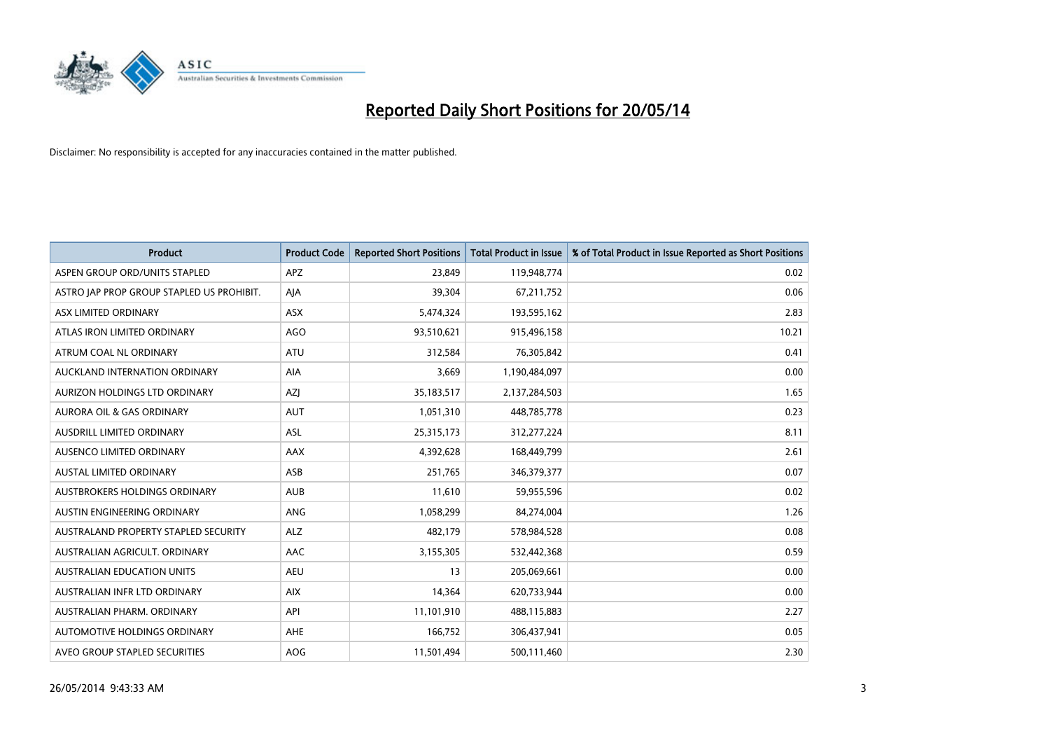# Reported Daily Short Positions for 20/05/14

Disclaimer: No responsibility is accepted for any inaccuracies contained in the matter published.

| Product | Product Code | Reported Short Positions | Total Product in Issue | % of Total Product in Issue Reported as Short Positions |
|---|---|---|---|---|
| ASPEN GROUP ORD/UNITS STAPLED | APZ | 23,849 | 119,948,774 | 0.02 |
| ASTRO JAP PROP GROUP STAPLED US PROHIBIT. | AJA | 39,304 | 67,211,752 | 0.06 |
| ASX LIMITED ORDINARY | ASX | 5,474,324 | 193,595,162 | 2.83 |
| ATLAS IRON LIMITED ORDINARY | AGO | 93,510,621 | 915,496,158 | 10.21 |
| ATRUM COAL NL ORDINARY | ATU | 312,584 | 76,305,842 | 0.41 |
| AUCKLAND INTERNATION ORDINARY | AIA | 3,669 | 1,190,484,097 | 0.00 |
| AURIZON HOLDINGS LTD ORDINARY | AZJ | 35,183,517 | 2,137,284,503 | 1.65 |
| AURORA OIL & GAS ORDINARY | AUT | 1,051,310 | 448,785,778 | 0.23 |
| AUSDRILL LIMITED ORDINARY | ASL | 25,315,173 | 312,277,224 | 8.11 |
| AUSENCO LIMITED ORDINARY | AAX | 4,392,628 | 168,449,799 | 2.61 |
| AUSTAL LIMITED ORDINARY | ASB | 251,765 | 346,379,377 | 0.07 |
| AUSTBROKERS HOLDINGS ORDINARY | AUB | 11,610 | 59,955,596 | 0.02 |
| AUSTIN ENGINEERING ORDINARY | ANG | 1,058,299 | 84,274,004 | 1.26 |
| AUSTRALAND PROPERTY STAPLED SECURITY | ALZ | 482,179 | 578,984,528 | 0.08 |
| AUSTRALIAN AGRICULT. ORDINARY | AAC | 3,155,305 | 532,442,368 | 0.59 |
| AUSTRALIAN EDUCATION UNITS | AEU | 13 | 205,069,661 | 0.00 |
| AUSTRALIAN INFR LTD ORDINARY | AIX | 14,364 | 620,733,944 | 0.00 |
| AUSTRALIAN PHARM. ORDINARY | API | 11,101,910 | 488,115,883 | 2.27 |
| AUTOMOTIVE HOLDINGS ORDINARY | AHE | 166,752 | 306,437,941 | 0.05 |
| AVEO GROUP STAPLED SECURITIES | AOG | 11,501,494 | 500,111,460 | 2.30 |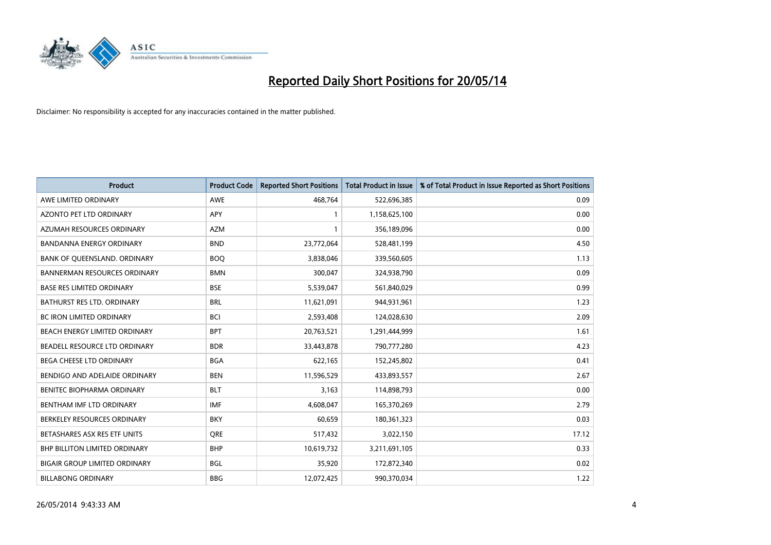# Reported Daily Short Positions for 20/05/14

Disclaimer: No responsibility is accepted for any inaccuracies contained in the matter published.

| Product | Product Code | Reported Short Positions | Total Product in Issue | % of Total Product in Issue Reported as Short Positions |
|---|---|---|---|---|
| AWE LIMITED ORDINARY | AWE | 468,764 | 522,696,385 | 0.09 |
| AZONTO PET LTD ORDINARY | APY | 1 | 1,158,625,100 | 0.00 |
| AZUMAH RESOURCES ORDINARY | AZM | 1 | 356,189,096 | 0.00 |
| BANDANNA ENERGY ORDINARY | BND | 23,772,064 | 528,481,199 | 4.50 |
| BANK OF QUEENSLAND. ORDINARY | BOQ | 3,838,046 | 339,560,605 | 1.13 |
| BANNERMAN RESOURCES ORDINARY | BMN | 300,047 | 324,938,790 | 0.09 |
| BASE RES LIMITED ORDINARY | BSE | 5,539,047 | 561,840,029 | 0.99 |
| BATHURST RES LTD. ORDINARY | BRL | 11,621,091 | 944,931,961 | 1.23 |
| BC IRON LIMITED ORDINARY | BCI | 2,593,408 | 124,028,630 | 2.09 |
| BEACH ENERGY LIMITED ORDINARY | BPT | 20,763,521 | 1,291,444,999 | 1.61 |
| BEADELL RESOURCE LTD ORDINARY | BDR | 33,443,878 | 790,777,280 | 4.23 |
| BEGA CHEESE LTD ORDINARY | BGA | 622,165 | 152,245,802 | 0.41 |
| BENDIGO AND ADELAIDE ORDINARY | BEN | 11,596,529 | 433,893,557 | 2.67 |
| BENITEC BIOPHARMA ORDINARY | BLT | 3,163 | 114,898,793 | 0.00 |
| BENTHAM IMF LTD ORDINARY | IMF | 4,608,047 | 165,370,269 | 2.79 |
| BERKELEY RESOURCES ORDINARY | BKY | 60,659 | 180,361,323 | 0.03 |
| BETASHARES ASX RES ETF UNITS | QRE | 517,432 | 3,022,150 | 17.12 |
| BHP BILLITON LIMITED ORDINARY | BHP | 10,619,732 | 3,211,691,105 | 0.33 |
| BIGAIR GROUP LIMITED ORDINARY | BGL | 35,920 | 172,872,340 | 0.02 |
| BILLABONG ORDINARY | BBG | 12,072,425 | 990,370,034 | 1.22 |

26/05/2014 9:43:33 AM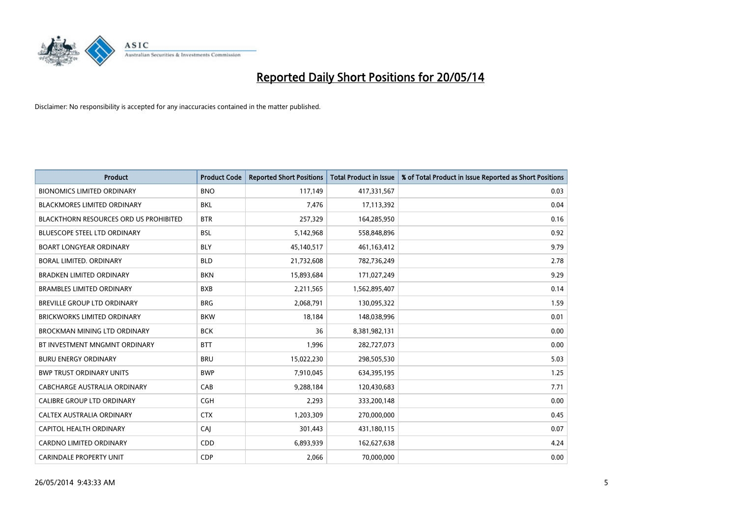# Reported Daily Short Positions for 20/05/14

Disclaimer: No responsibility is accepted for any inaccuracies contained in the matter published.

| Product | Product Code | Reported Short Positions | Total Product in Issue | % of Total Product in Issue Reported as Short Positions |
| --- | --- | --- | --- | --- |
| BIONOMICS LIMITED ORDINARY | BNO | 117,149 | 417,331,567 | 0.03 |
| BLACKMORES LIMITED ORDINARY | BKL | 7,476 | 17,113,392 | 0.04 |
| BLACKTHORN RESOURCES ORD US PROHIBITED | BTR | 257,329 | 164,285,950 | 0.16 |
| BLUESCOPE STEEL LTD ORDINARY | BSL | 5,142,968 | 558,848,896 | 0.92 |
| BOART LONGYEAR ORDINARY | BLY | 45,140,517 | 461,163,412 | 9.79 |
| BORAL LIMITED. ORDINARY | BLD | 21,732,608 | 782,736,249 | 2.78 |
| BRADKEN LIMITED ORDINARY | BKN | 15,893,684 | 171,027,249 | 9.29 |
| BRAMBLES LIMITED ORDINARY | BXB | 2,211,565 | 1,562,895,407 | 0.14 |
| BREVILLE GROUP LTD ORDINARY | BRG | 2,068,791 | 130,095,322 | 1.59 |
| BRICKWORKS LIMITED ORDINARY | BKW | 18,184 | 148,038,996 | 0.01 |
| BROCKMAN MINING LTD ORDINARY | BCK | 36 | 8,381,982,131 | 0.00 |
| BT INVESTMENT MNGMNT ORDINARY | BTT | 1,996 | 282,727,073 | 0.00 |
| BURU ENERGY ORDINARY | BRU | 15,022,230 | 298,505,530 | 5.03 |
| BWP TRUST ORDINARY UNITS | BWP | 7,910,045 | 634,395,195 | 1.25 |
| CABCHARGE AUSTRALIA ORDINARY | CAB | 9,288,184 | 120,430,683 | 7.71 |
| CALIBRE GROUP LTD ORDINARY | CGH | 2,293 | 333,200,148 | 0.00 |
| CALTEX AUSTRALIA ORDINARY | CTX | 1,203,309 | 270,000,000 | 0.45 |
| CAPITOL HEALTH ORDINARY | CAJ | 301,443 | 431,180,115 | 0.07 |
| CARDNO LIMITED ORDINARY | CDD | 6,893,939 | 162,627,638 | 4.24 |
| CARINDALE PROPERTY UNIT | CDP | 2,066 | 70,000,000 | 0.00 |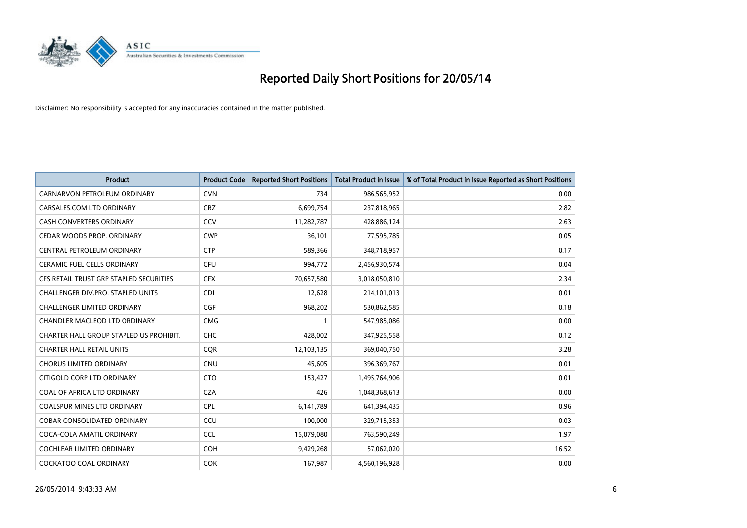# Reported Daily Short Positions for 20/05/14

Disclaimer: No responsibility is accepted for any inaccuracies contained in the matter published.

| Product | Product Code | Reported Short Positions | Total Product in Issue | % of Total Product in Issue Reported as Short Positions |
|---|---|---|---|---|
| CARNARVON PETROLEUM ORDINARY | CVN | 734 | 986,565,952 | 0.00 |
| CARSALES.COM LTD ORDINARY | CRZ | 6,699,754 | 237,818,965 | 2.82 |
| CASH CONVERTERS ORDINARY | CCV | 11,282,787 | 428,886,124 | 2.63 |
| CEDAR WOODS PROP. ORDINARY | CWP | 36,101 | 77,595,785 | 0.05 |
| CENTRAL PETROLEUM ORDINARY | CTP | 589,366 | 348,718,957 | 0.17 |
| CERAMIC FUEL CELLS ORDINARY | CFU | 994,772 | 2,456,930,574 | 0.04 |
| CFS RETAIL TRUST GRP STAPLED SECURITIES | CFX | 70,657,580 | 3,018,050,810 | 2.34 |
| CHALLENGER DIV.PRO. STAPLED UNITS | CDI | 12,628 | 214,101,013 | 0.01 |
| CHALLENGER LIMITED ORDINARY | CGF | 968,202 | 530,862,585 | 0.18 |
| CHANDLER MACLEOD LTD ORDINARY | CMG | 1 | 547,985,086 | 0.00 |
| CHARTER HALL GROUP STAPLED US PROHIBIT. | CHC | 428,002 | 347,925,558 | 0.12 |
| CHARTER HALL RETAIL UNITS | CQR | 12,103,135 | 369,040,750 | 3.28 |
| CHORUS LIMITED ORDINARY | CNU | 45,605 | 396,369,767 | 0.01 |
| CITIGOLD CORP LTD ORDINARY | CTO | 153,427 | 1,495,764,906 | 0.01 |
| COAL OF AFRICA LTD ORDINARY | CZA | 426 | 1,048,368,613 | 0.00 |
| COALSPUR MINES LTD ORDINARY | CPL | 6,141,789 | 641,394,435 | 0.96 |
| COBAR CONSOLIDATED ORDINARY | CCU | 100,000 | 329,715,353 | 0.03 |
| COCA-COLA AMATIL ORDINARY | CCL | 15,079,080 | 763,590,249 | 1.97 |
| COCHLEAR LIMITED ORDINARY | COH | 9,429,268 | 57,062,020 | 16.52 |
| COCKATOO COAL ORDINARY | COK | 167,987 | 4,560,196,928 | 0.00 |

26/05/2014 9:43:33 AM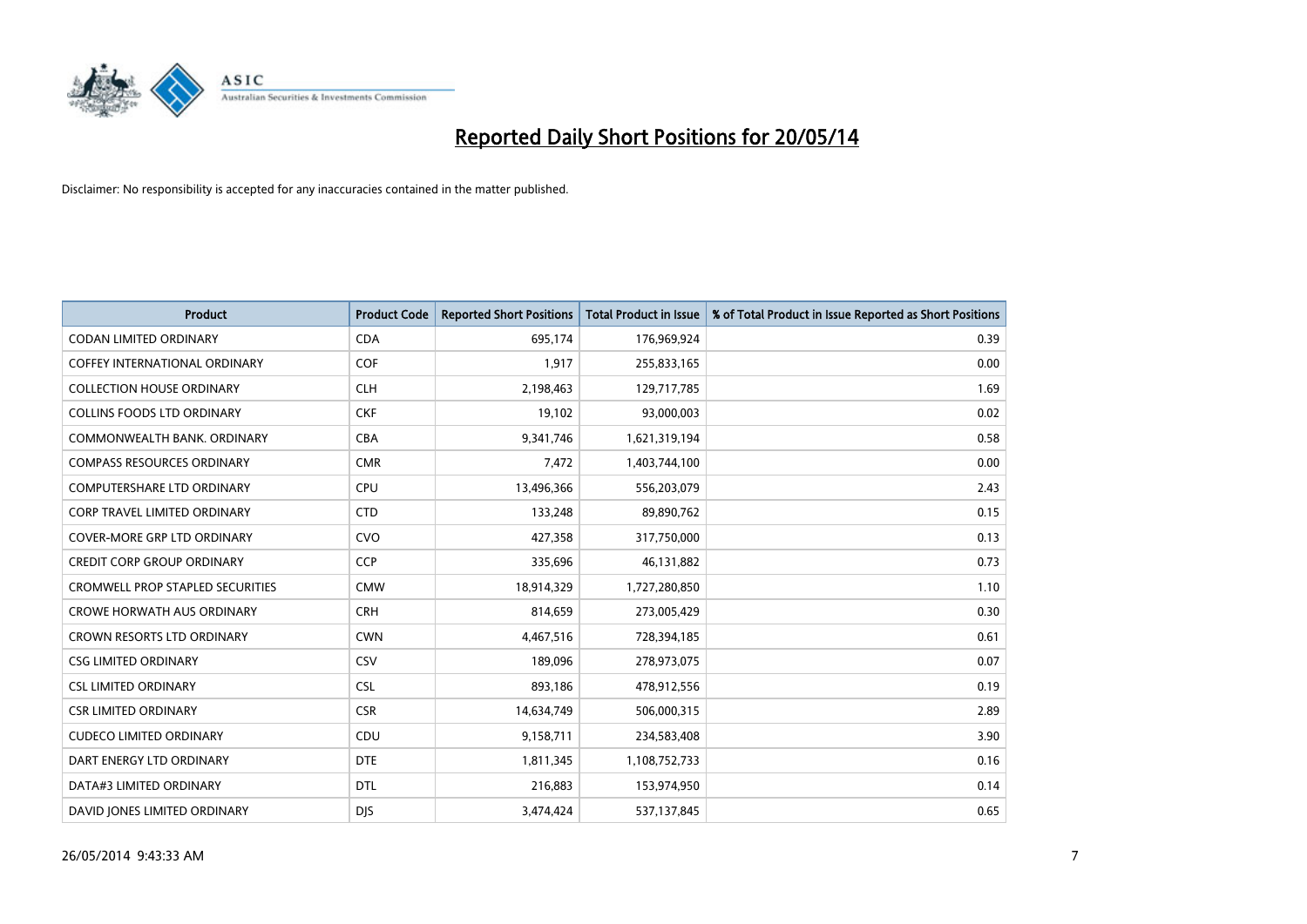# Reported Daily Short Positions for 20/05/14

Disclaimer: No responsibility is accepted for any inaccuracies contained in the matter published.

| Product | Product Code | Reported Short Positions | Total Product in Issue | % of Total Product in Issue Reported as Short Positions |
|---|---|---|---|---|
| CODAN LIMITED ORDINARY | CDA | 695,174 | 176,969,924 | 0.39 |
| COFFEY INTERNATIONAL ORDINARY | COF | 1,917 | 255,833,165 | 0.00 |
| COLLECTION HOUSE ORDINARY | CLH | 2,198,463 | 129,717,785 | 1.69 |
| COLLINS FOODS LTD ORDINARY | CKF | 19,102 | 93,000,003 | 0.02 |
| COMMONWEALTH BANK. ORDINARY | CBA | 9,341,746 | 1,621,319,194 | 0.58 |
| COMPASS RESOURCES ORDINARY | CMR | 7,472 | 1,403,744,100 | 0.00 |
| COMPUTERSHARE LTD ORDINARY | CPU | 13,496,366 | 556,203,079 | 2.43 |
| CORP TRAVEL LIMITED ORDINARY | CTD | 133,248 | 89,890,762 | 0.15 |
| COVER-MORE GRP LTD ORDINARY | CVO | 427,358 | 317,750,000 | 0.13 |
| CREDIT CORP GROUP ORDINARY | CCP | 335,696 | 46,131,882 | 0.73 |
| CROMWELL PROP STAPLED SECURITIES | CMW | 18,914,329 | 1,727,280,850 | 1.10 |
| CROWE HORWATH AUS ORDINARY | CRH | 814,659 | 273,005,429 | 0.30 |
| CROWN RESORTS LTD ORDINARY | CWN | 4,467,516 | 728,394,185 | 0.61 |
| CSG LIMITED ORDINARY | CSV | 189,096 | 278,973,075 | 0.07 |
| CSL LIMITED ORDINARY | CSL | 893,186 | 478,912,556 | 0.19 |
| CSR LIMITED ORDINARY | CSR | 14,634,749 | 506,000,315 | 2.89 |
| CUDECO LIMITED ORDINARY | CDU | 9,158,711 | 234,583,408 | 3.90 |
| DART ENERGY LTD ORDINARY | DTE | 1,811,345 | 1,108,752,733 | 0.16 |
| DATA#3 LIMITED ORDINARY | DTL | 216,883 | 153,974,950 | 0.14 |
| DAVID JONES LIMITED ORDINARY | DJS | 3,474,424 | 537,137,845 | 0.65 |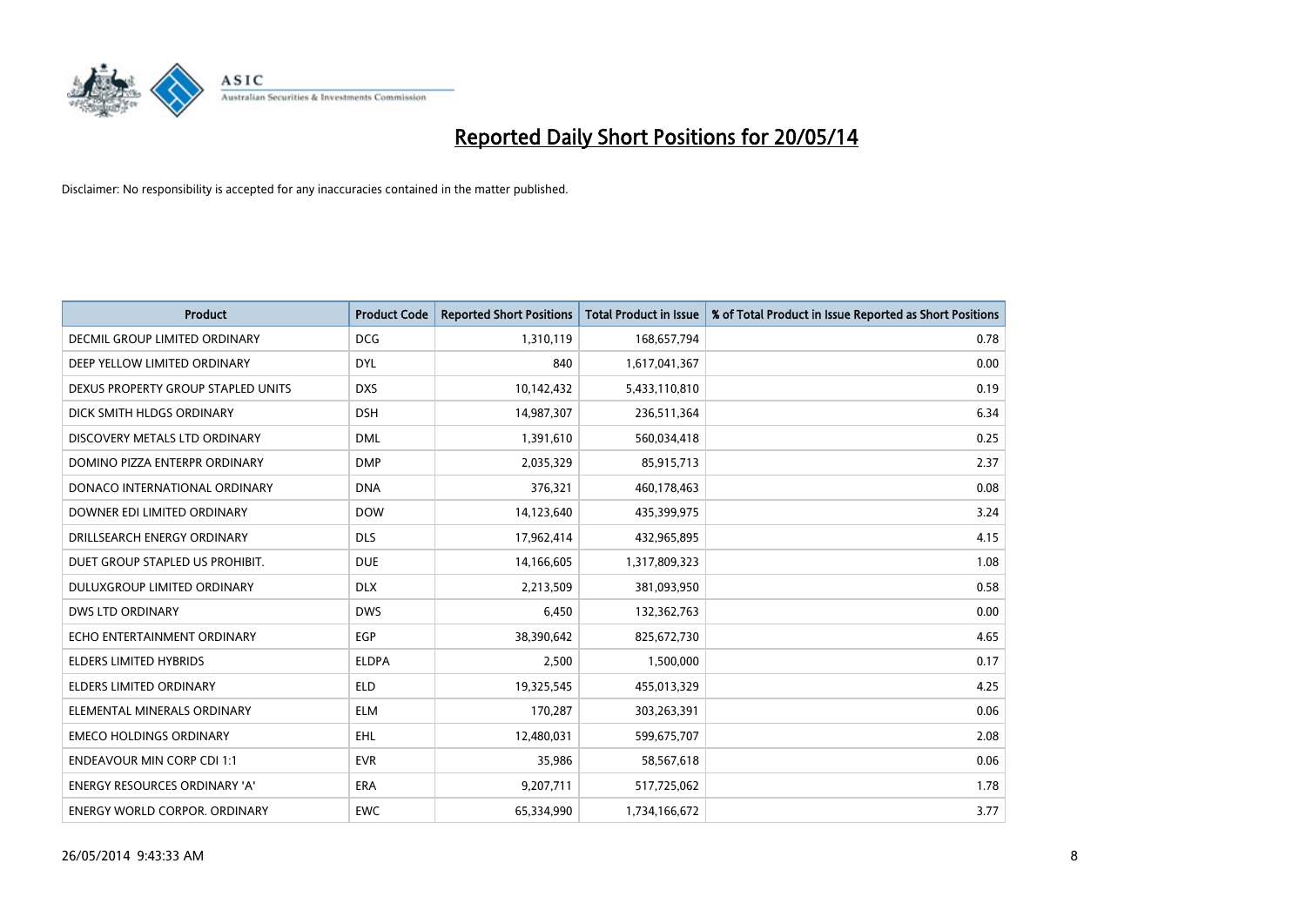# Reported Daily Short Positions for 20/05/14

Disclaimer: No responsibility is accepted for any inaccuracies contained in the matter published.

| Product | Product Code | Reported Short Positions | Total Product in Issue | % of Total Product in Issue Reported as Short Positions |
|---|---|---|---|---|
| DECMIL GROUP LIMITED ORDINARY | DCG | 1,310,119 | 168,657,794 | 0.78 |
| DEEP YELLOW LIMITED ORDINARY | DYL | 840 | 1,617,041,367 | 0.00 |
| DEXUS PROPERTY GROUP STAPLED UNITS | DXS | 10,142,432 | 5,433,110,810 | 0.19 |
| DICK SMITH HLDGS ORDINARY | DSH | 14,987,307 | 236,511,364 | 6.34 |
| DISCOVERY METALS LTD ORDINARY | DML | 1,391,610 | 560,034,418 | 0.25 |
| DOMINO PIZZA ENTERPR ORDINARY | DMP | 2,035,329 | 85,915,713 | 2.37 |
| DONACO INTERNATIONAL ORDINARY | DNA | 376,321 | 460,178,463 | 0.08 |
| DOWNER EDI LIMITED ORDINARY | DOW | 14,123,640 | 435,399,975 | 3.24 |
| DRILLSEARCH ENERGY ORDINARY | DLS | 17,962,414 | 432,965,895 | 4.15 |
| DUET GROUP STAPLED US PROHIBIT. | DUE | 14,166,605 | 1,317,809,323 | 1.08 |
| DULUXGROUP LIMITED ORDINARY | DLX | 2,213,509 | 381,093,950 | 0.58 |
| DWS LTD ORDINARY | DWS | 6,450 | 132,362,763 | 0.00 |
| ECHO ENTERTAINMENT ORDINARY | EGP | 38,390,642 | 825,672,730 | 4.65 |
| ELDERS LIMITED HYBRIDS | ELDPA | 2,500 | 1,500,000 | 0.17 |
| ELDERS LIMITED ORDINARY | ELD | 19,325,545 | 455,013,329 | 4.25 |
| ELEMENTAL MINERALS ORDINARY | ELM | 170,287 | 303,263,391 | 0.06 |
| EMECO HOLDINGS ORDINARY | EHL | 12,480,031 | 599,675,707 | 2.08 |
| ENDEAVOUR MIN CORP CDI 1:1 | EVR | 35,986 | 58,567,618 | 0.06 |
| ENERGY RESOURCES ORDINARY 'A' | ERA | 9,207,711 | 517,725,062 | 1.78 |
| ENERGY WORLD CORPOR. ORDINARY | EWC | 65,334,990 | 1,734,166,672 | 3.77 |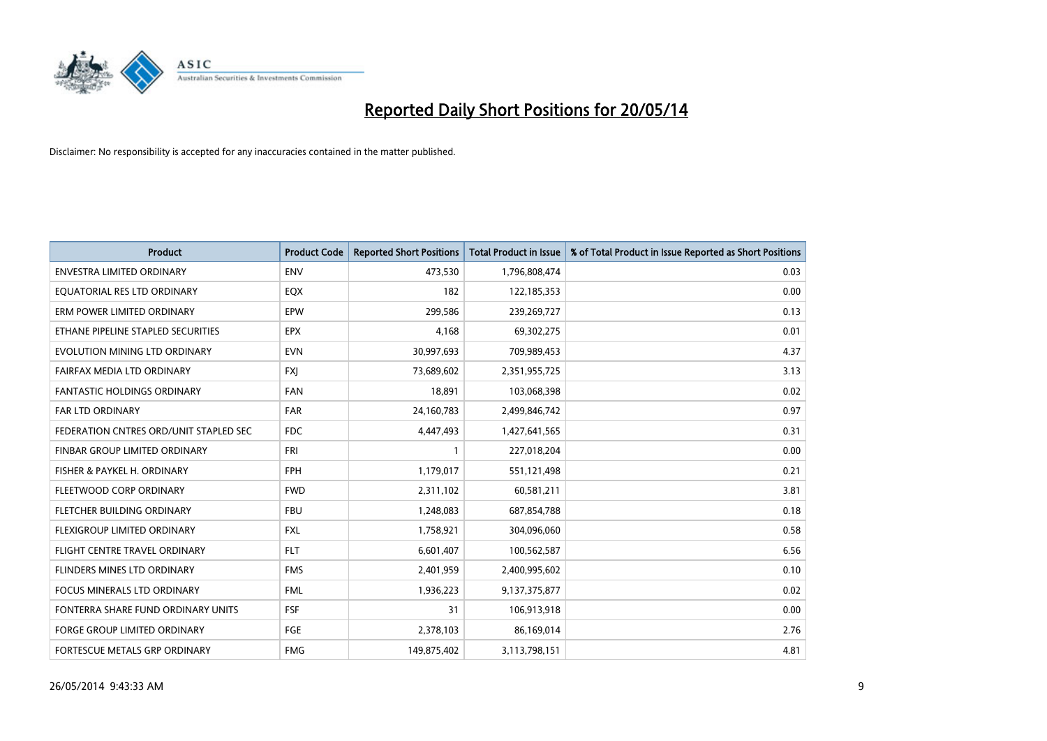# Reported Daily Short Positions for 20/05/14

Disclaimer: No responsibility is accepted for any inaccuracies contained in the matter published.

| Product | Product Code | Reported Short Positions | Total Product in Issue | % of Total Product in Issue Reported as Short Positions |
|---|---|---|---|---|
| ENVESTRA LIMITED ORDINARY | ENV | 473,530 | 1,796,808,474 | 0.03 |
| EQUATORIAL RES LTD ORDINARY | EQX | 182 | 122,185,353 | 0.00 |
| ERM POWER LIMITED ORDINARY | EPW | 299,586 | 239,269,727 | 0.13 |
| ETHANE PIPELINE STAPLED SECURITIES | EPX | 4,168 | 69,302,275 | 0.01 |
| EVOLUTION MINING LTD ORDINARY | EVN | 30,997,693 | 709,989,453 | 4.37 |
| FAIRFAX MEDIA LTD ORDINARY | FXJ | 73,689,602 | 2,351,955,725 | 3.13 |
| FANTASTIC HOLDINGS ORDINARY | FAN | 18,891 | 103,068,398 | 0.02 |
| FAR LTD ORDINARY | FAR | 24,160,783 | 2,499,846,742 | 0.97 |
| FEDERATION CNTRES ORD/UNIT STAPLED SEC | FDC | 4,447,493 | 1,427,641,565 | 0.31 |
| FINBAR GROUP LIMITED ORDINARY | FRI | 1 | 227,018,204 | 0.00 |
| FISHER & PAYKEL H. ORDINARY | FPH | 1,179,017 | 551,121,498 | 0.21 |
| FLEETWOOD CORP ORDINARY | FWD | 2,311,102 | 60,581,211 | 3.81 |
| FLETCHER BUILDING ORDINARY | FBU | 1,248,083 | 687,854,788 | 0.18 |
| FLEXIGROUP LIMITED ORDINARY | FXL | 1,758,921 | 304,096,060 | 0.58 |
| FLIGHT CENTRE TRAVEL ORDINARY | FLT | 6,601,407 | 100,562,587 | 6.56 |
| FLINDERS MINES LTD ORDINARY | FMS | 2,401,959 | 2,400,995,602 | 0.10 |
| FOCUS MINERALS LTD ORDINARY | FML | 1,936,223 | 9,137,375,877 | 0.02 |
| FONTERRA SHARE FUND ORDINARY UNITS | FSF | 31 | 106,913,918 | 0.00 |
| FORGE GROUP LIMITED ORDINARY | FGE | 2,378,103 | 86,169,014 | 2.76 |
| FORTESCUE METALS GRP ORDINARY | FMG | 149,875,402 | 3,113,798,151 | 4.81 |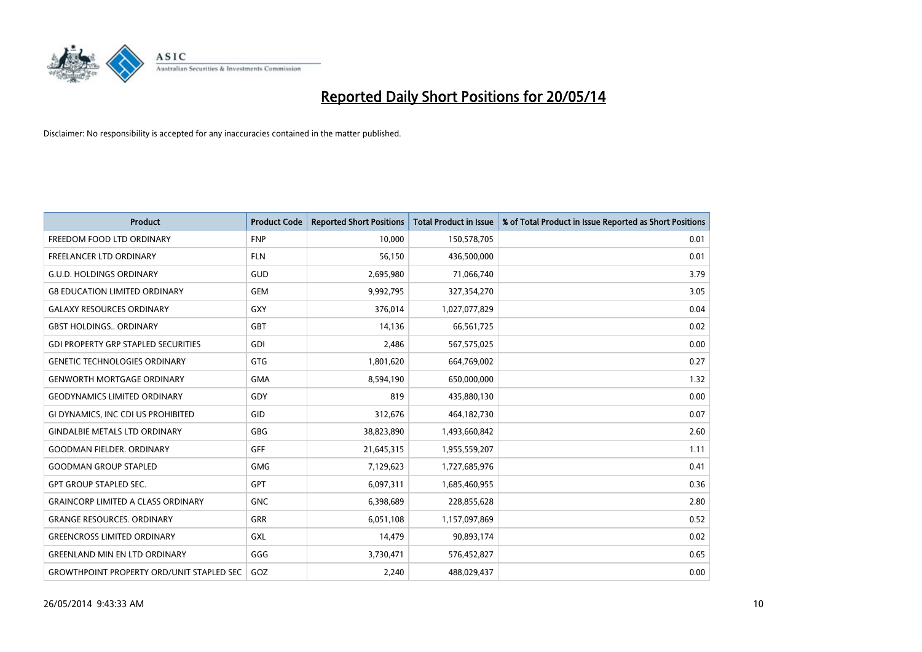# Reported Daily Short Positions for 20/05/14

Disclaimer: No responsibility is accepted for any inaccuracies contained in the matter published.

| Product | Product Code | Reported Short Positions | Total Product in Issue | % of Total Product in Issue Reported as Short Positions |
|---|---|---|---|---|
| FREEDOM FOOD LTD ORDINARY | FNP | 10,000 | 150,578,705 | 0.01 |
| FREELANCER LTD ORDINARY | FLN | 56,150 | 436,500,000 | 0.01 |
| G.U.D. HOLDINGS ORDINARY | GUD | 2,695,980 | 71,066,740 | 3.79 |
| G8 EDUCATION LIMITED ORDINARY | GEM | 9,992,795 | 327,354,270 | 3.05 |
| GALAXY RESOURCES ORDINARY | GXY | 376,014 | 1,027,077,829 | 0.04 |
| GBST HOLDINGS.. ORDINARY | GBT | 14,136 | 66,561,725 | 0.02 |
| GDI PROPERTY GRP STAPLED SECURITIES | GDI | 2,486 | 567,575,025 | 0.00 |
| GENETIC TECHNOLOGIES ORDINARY | GTG | 1,801,620 | 664,769,002 | 0.27 |
| GENWORTH MORTGAGE ORDINARY | GMA | 8,594,190 | 650,000,000 | 1.32 |
| GEODYNAMICS LIMITED ORDINARY | GDY | 819 | 435,880,130 | 0.00 |
| GI DYNAMICS, INC CDI US PROHIBITED | GID | 312,676 | 464,182,730 | 0.07 |
| GINDALBIE METALS LTD ORDINARY | GBG | 38,823,890 | 1,493,660,842 | 2.60 |
| GOODMAN FIELDER. ORDINARY | GFF | 21,645,315 | 1,955,559,207 | 1.11 |
| GOODMAN GROUP STAPLED | GMG | 7,129,623 | 1,727,685,976 | 0.41 |
| GPT GROUP STAPLED SEC. | GPT | 6,097,311 | 1,685,460,955 | 0.36 |
| GRAINCORP LIMITED A CLASS ORDINARY | GNC | 6,398,689 | 228,855,628 | 2.80 |
| GRANGE RESOURCES. ORDINARY | GRR | 6,051,108 | 1,157,097,869 | 0.52 |
| GREENCROSS LIMITED ORDINARY | GXL | 14,479 | 90,893,174 | 0.02 |
| GREENLAND MIN EN LTD ORDINARY | GGG | 3,730,471 | 576,452,827 | 0.65 |
| GROWTHPOINT PROPERTY ORD/UNIT STAPLED SEC | GOZ | 2,240 | 488,029,437 | 0.00 |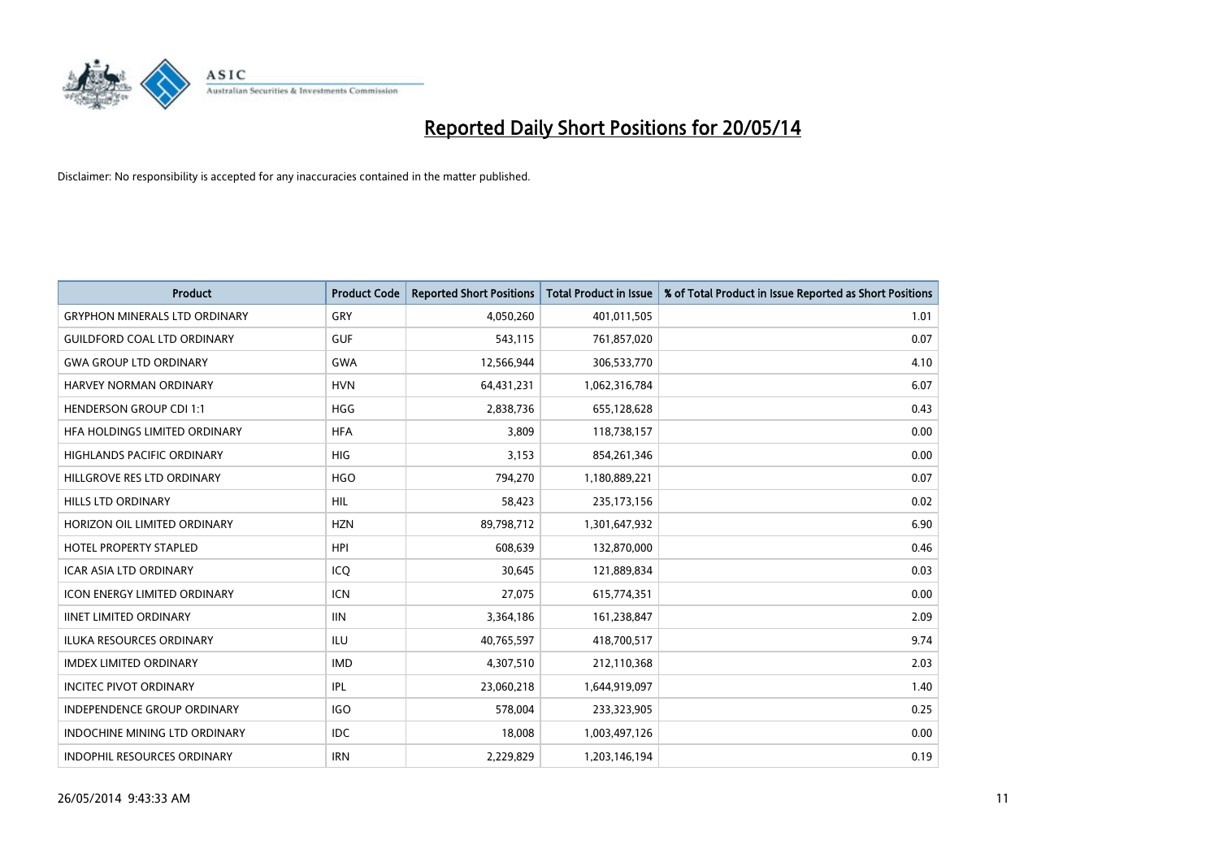# Reported Daily Short Positions for 20/05/14

Disclaimer: No responsibility is accepted for any inaccuracies contained in the matter published.

| Product | Product Code | Reported Short Positions | Total Product in Issue | % of Total Product in Issue Reported as Short Positions |
|---|---|---|---|---|
| GRYPHON MINERALS LTD ORDINARY | GRY | 4,050,260 | 401,011,505 | 1.01 |
| GUILDFORD COAL LTD ORDINARY | GUF | 543,115 | 761,857,020 | 0.07 |
| GWA GROUP LTD ORDINARY | GWA | 12,566,944 | 306,533,770 | 4.10 |
| HARVEY NORMAN ORDINARY | HVN | 64,431,231 | 1,062,316,784 | 6.07 |
| HENDERSON GROUP CDI 1:1 | HGG | 2,838,736 | 655,128,628 | 0.43 |
| HFA HOLDINGS LIMITED ORDINARY | HFA | 3,809 | 118,738,157 | 0.00 |
| HIGHLANDS PACIFIC ORDINARY | HIG | 3,153 | 854,261,346 | 0.00 |
| HILLGROVE RES LTD ORDINARY | HGO | 794,270 | 1,180,889,221 | 0.07 |
| HILLS LTD ORDINARY | HIL | 58,423 | 235,173,156 | 0.02 |
| HORIZON OIL LIMITED ORDINARY | HZN | 89,798,712 | 1,301,647,932 | 6.90 |
| HOTEL PROPERTY STAPLED | HPI | 608,639 | 132,870,000 | 0.46 |
| ICAR ASIA LTD ORDINARY | ICQ | 30,645 | 121,889,834 | 0.03 |
| ICON ENERGY LIMITED ORDINARY | ICN | 27,075 | 615,774,351 | 0.00 |
| IINET LIMITED ORDINARY | IIN | 3,364,186 | 161,238,847 | 2.09 |
| ILUKA RESOURCES ORDINARY | ILU | 40,765,597 | 418,700,517 | 9.74 |
| IMDEX LIMITED ORDINARY | IMD | 4,307,510 | 212,110,368 | 2.03 |
| INCITEC PIVOT ORDINARY | IPL | 23,060,218 | 1,644,919,097 | 1.40 |
| INDEPENDENCE GROUP ORDINARY | IGO | 578,004 | 233,323,905 | 0.25 |
| INDOCHINE MINING LTD ORDINARY | IDC | 18,008 | 1,003,497,126 | 0.00 |
| INDOPHIL RESOURCES ORDINARY | IRN | 2,229,829 | 1,203,146,194 | 0.19 |

26/05/2014 9:43:33 AM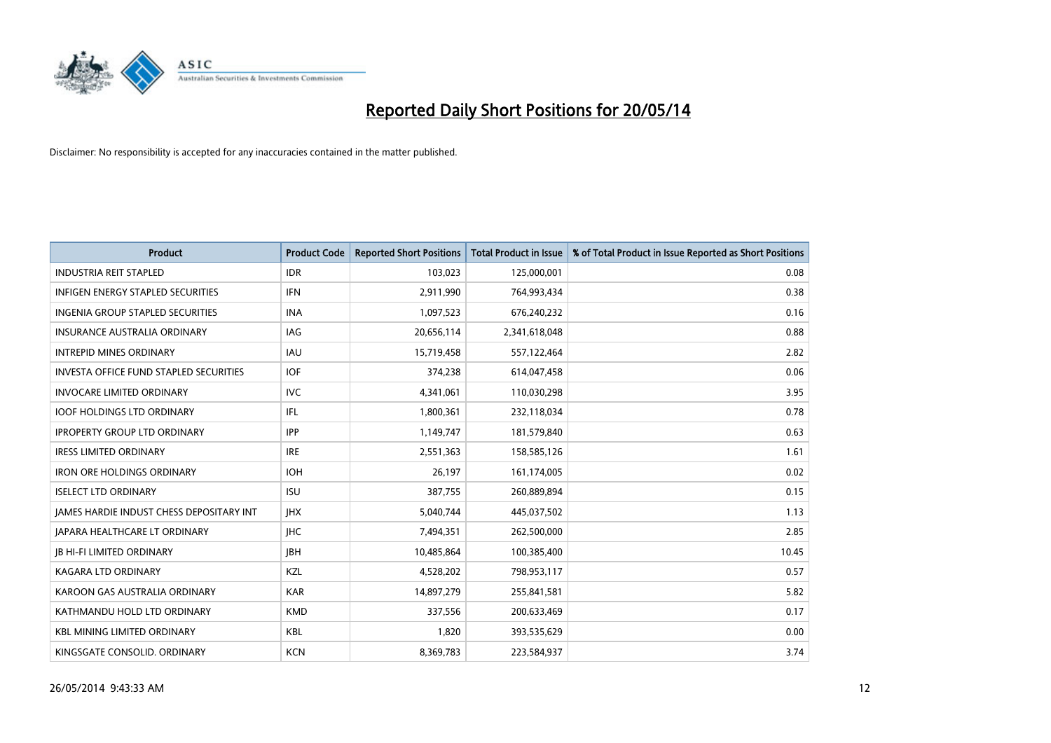# Reported Daily Short Positions for 20/05/14

Disclaimer: No responsibility is accepted for any inaccuracies contained in the matter published.

| Product | Product Code | Reported Short Positions | Total Product in Issue | % of Total Product in Issue Reported as Short Positions |
|---|---|---|---|---|
| INDUSTRIA REIT STAPLED | IDR | 103,023 | 125,000,001 | 0.08 |
| INFIGEN ENERGY STAPLED SECURITIES | IFN | 2,911,990 | 764,993,434 | 0.38 |
| INGENIA GROUP STAPLED SECURITIES | INA | 1,097,523 | 676,240,232 | 0.16 |
| INSURANCE AUSTRALIA ORDINARY | IAG | 20,656,114 | 2,341,618,048 | 0.88 |
| INTREPID MINES ORDINARY | IAU | 15,719,458 | 557,122,464 | 2.82 |
| INVESTA OFFICE FUND STAPLED SECURITIES | IOF | 374,238 | 614,047,458 | 0.06 |
| INVOCARE LIMITED ORDINARY | IVC | 4,341,061 | 110,030,298 | 3.95 |
| IOOF HOLDINGS LTD ORDINARY | IFL | 1,800,361 | 232,118,034 | 0.78 |
| IPROPERTY GROUP LTD ORDINARY | IPP | 1,149,747 | 181,579,840 | 0.63 |
| IRESS LIMITED ORDINARY | IRE | 2,551,363 | 158,585,126 | 1.61 |
| IRON ORE HOLDINGS ORDINARY | IOH | 26,197 | 161,174,005 | 0.02 |
| ISELECT LTD ORDINARY | ISU | 387,755 | 260,889,894 | 0.15 |
| JAMES HARDIE INDUST CHESS DEPOSITARY INT | JHX | 5,040,744 | 445,037,502 | 1.13 |
| JAPARA HEALTHCARE LT ORDINARY | JHC | 7,494,351 | 262,500,000 | 2.85 |
| JB HI-FI LIMITED ORDINARY | JBH | 10,485,864 | 100,385,400 | 10.45 |
| KAGARA LTD ORDINARY | KZL | 4,528,202 | 798,953,117 | 0.57 |
| KAROON GAS AUSTRALIA ORDINARY | KAR | 14,897,279 | 255,841,581 | 5.82 |
| KATHMANDU HOLD LTD ORDINARY | KMD | 337,556 | 200,633,469 | 0.17 |
| KBL MINING LIMITED ORDINARY | KBL | 1,820 | 393,535,629 | 0.00 |
| KINGSGATE CONSOLID. ORDINARY | KCN | 8,369,783 | 223,584,937 | 3.74 |

26/05/2014 9:43:33 AM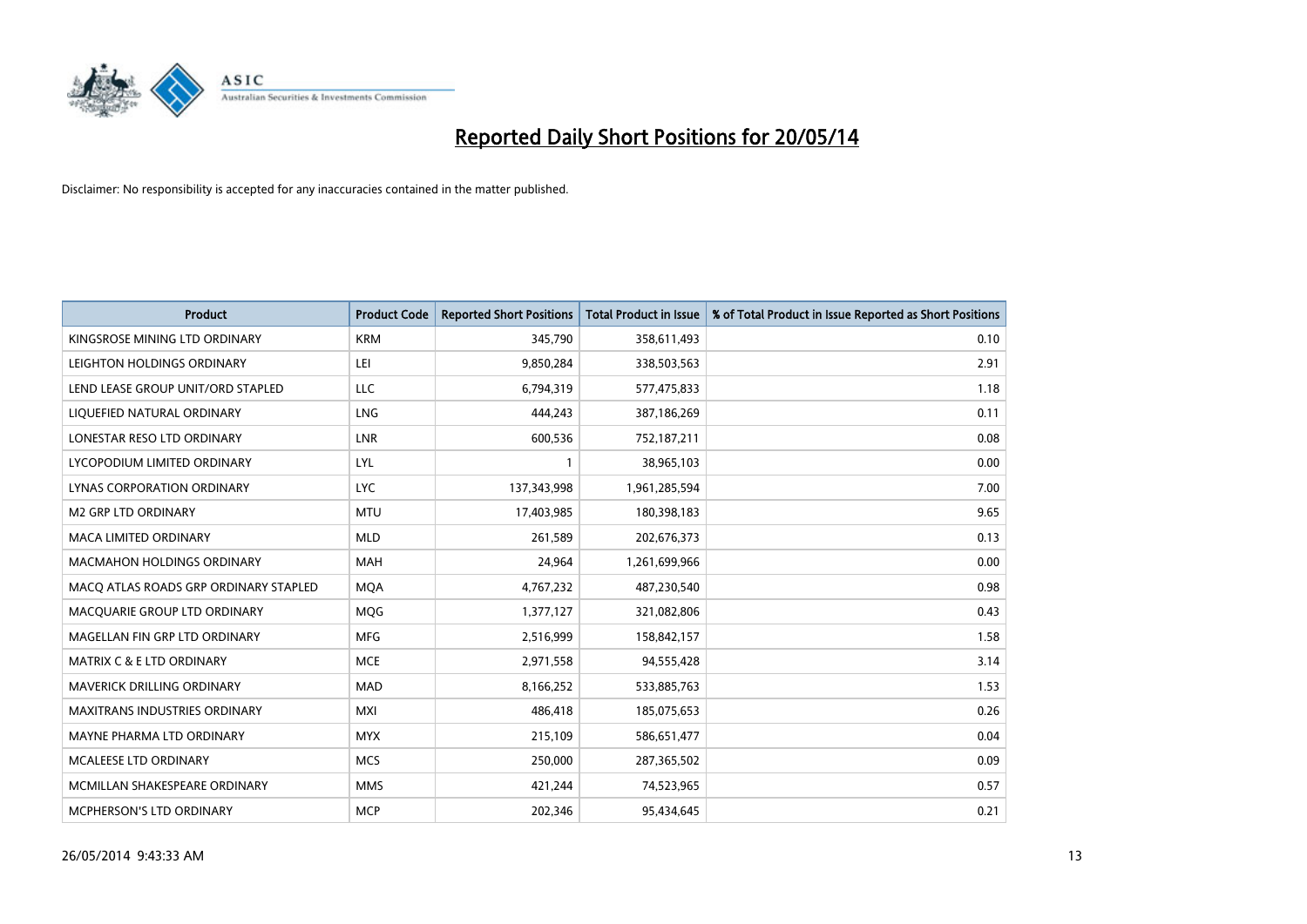# Reported Daily Short Positions for 20/05/14

Disclaimer: No responsibility is accepted for any inaccuracies contained in the matter published.

| Product | Product Code | Reported Short Positions | Total Product in Issue | % of Total Product in Issue Reported as Short Positions |
|---|---|---|---|---|
| KINGSROSE MINING LTD ORDINARY | KRM | 345,790 | 358,611,493 | 0.10 |
| LEIGHTON HOLDINGS ORDINARY | LEI | 9,850,284 | 338,503,563 | 2.91 |
| LEND LEASE GROUP UNIT/ORD STAPLED | LLC | 6,794,319 | 577,475,833 | 1.18 |
| LIQUEFIED NATURAL ORDINARY | LNG | 444,243 | 387,186,269 | 0.11 |
| LONESTAR RESO LTD ORDINARY | LNR | 600,536 | 752,187,211 | 0.08 |
| LYCOPODIUM LIMITED ORDINARY | LYL | 1 | 38,965,103 | 0.00 |
| LYNAS CORPORATION ORDINARY | LYC | 137,343,998 | 1,961,285,594 | 7.00 |
| M2 GRP LTD ORDINARY | MTU | 17,403,985 | 180,398,183 | 9.65 |
| MACA LIMITED ORDINARY | MLD | 261,589 | 202,676,373 | 0.13 |
| MACMAHON HOLDINGS ORDINARY | MAH | 24,964 | 1,261,699,966 | 0.00 |
| MACQ ATLAS ROADS GRP ORDINARY STAPLED | MQA | 4,767,232 | 487,230,540 | 0.98 |
| MACQUARIE GROUP LTD ORDINARY | MQG | 1,377,127 | 321,082,806 | 0.43 |
| MAGELLAN FIN GRP LTD ORDINARY | MFG | 2,516,999 | 158,842,157 | 1.58 |
| MATRIX C & E LTD ORDINARY | MCE | 2,971,558 | 94,555,428 | 3.14 |
| MAVERICK DRILLING ORDINARY | MAD | 8,166,252 | 533,885,763 | 1.53 |
| MAXITRANS INDUSTRIES ORDINARY | MXI | 486,418 | 185,075,653 | 0.26 |
| MAYNE PHARMA LTD ORDINARY | MYX | 215,109 | 586,651,477 | 0.04 |
| MCALEESE LTD ORDINARY | MCS | 250,000 | 287,365,502 | 0.09 |
| MCMILLAN SHAKESPEARE ORDINARY | MMS | 421,244 | 74,523,965 | 0.57 |
| MCPHERSON'S LTD ORDINARY | MCP | 202,346 | 95,434,645 | 0.21 |

26/05/2014 9:43:33 AM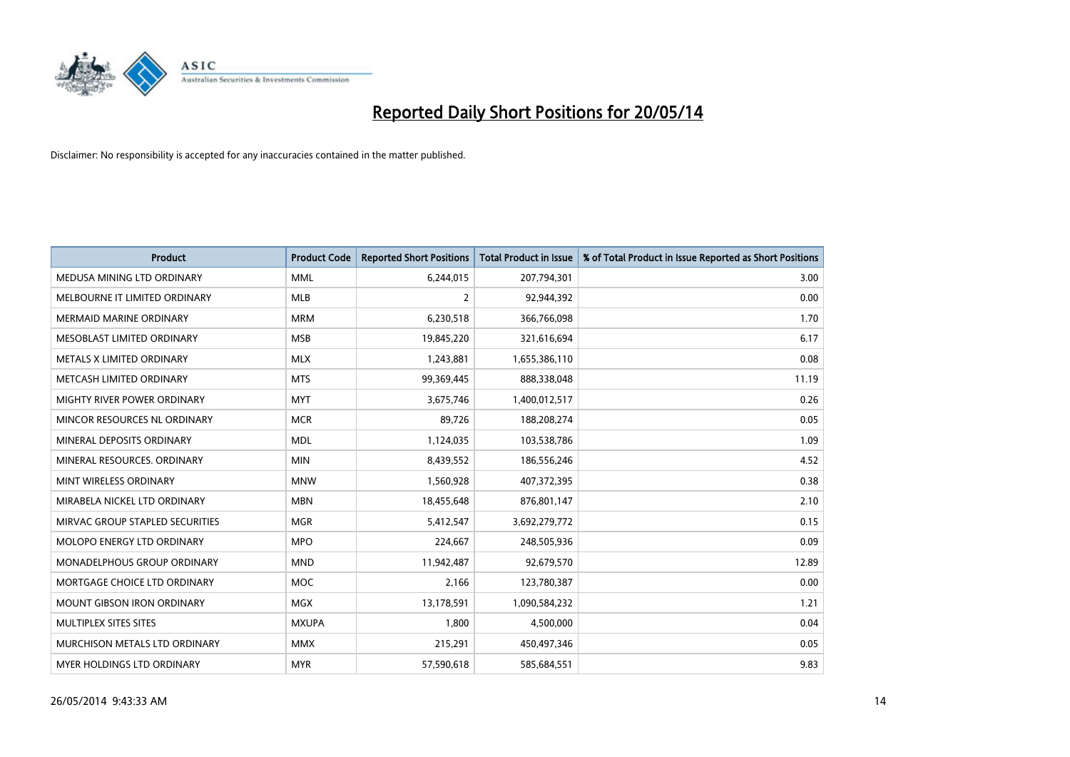# Reported Daily Short Positions for 20/05/14

Disclaimer: No responsibility is accepted for any inaccuracies contained in the matter published.

| Product | Product Code | Reported Short Positions | Total Product in Issue | % of Total Product in Issue Reported as Short Positions |
|---|---|---|---|---|
| MEDUSA MINING LTD ORDINARY | MML | 6,244,015 | 207,794,301 | 3.00 |
| MELBOURNE IT LIMITED ORDINARY | MLB | 2 | 92,944,392 | 0.00 |
| MERMAID MARINE ORDINARY | MRM | 6,230,518 | 366,766,098 | 1.70 |
| MESOBLAST LIMITED ORDINARY | MSB | 19,845,220 | 321,616,694 | 6.17 |
| METALS X LIMITED ORDINARY | MLX | 1,243,881 | 1,655,386,110 | 0.08 |
| METCASH LIMITED ORDINARY | MTS | 99,369,445 | 888,338,048 | 11.19 |
| MIGHTY RIVER POWER ORDINARY | MYT | 3,675,746 | 1,400,012,517 | 0.26 |
| MINCOR RESOURCES NL ORDINARY | MCR | 89,726 | 188,208,274 | 0.05 |
| MINERAL DEPOSITS ORDINARY | MDL | 1,124,035 | 103,538,786 | 1.09 |
| MINERAL RESOURCES. ORDINARY | MIN | 8,439,552 | 186,556,246 | 4.52 |
| MINT WIRELESS ORDINARY | MNW | 1,560,928 | 407,372,395 | 0.38 |
| MIRABELA NICKEL LTD ORDINARY | MBN | 18,455,648 | 876,801,147 | 2.10 |
| MIRVAC GROUP STAPLED SECURITIES | MGR | 5,412,547 | 3,692,279,772 | 0.15 |
| MOLOPO ENERGY LTD ORDINARY | MPO | 224,667 | 248,505,936 | 0.09 |
| MONADELPHOUS GROUP ORDINARY | MND | 11,942,487 | 92,679,570 | 12.89 |
| MORTGAGE CHOICE LTD ORDINARY | MOC | 2,166 | 123,780,387 | 0.00 |
| MOUNT GIBSON IRON ORDINARY | MGX | 13,178,591 | 1,090,584,232 | 1.21 |
| MULTIPLEX SITES SITES | MXUPA | 1,800 | 4,500,000 | 0.04 |
| MURCHISON METALS LTD ORDINARY | MMX | 215,291 | 450,497,346 | 0.05 |
| MYER HOLDINGS LTD ORDINARY | MYR | 57,590,618 | 585,684,551 | 9.83 |

26/05/2014 9:43:33 AM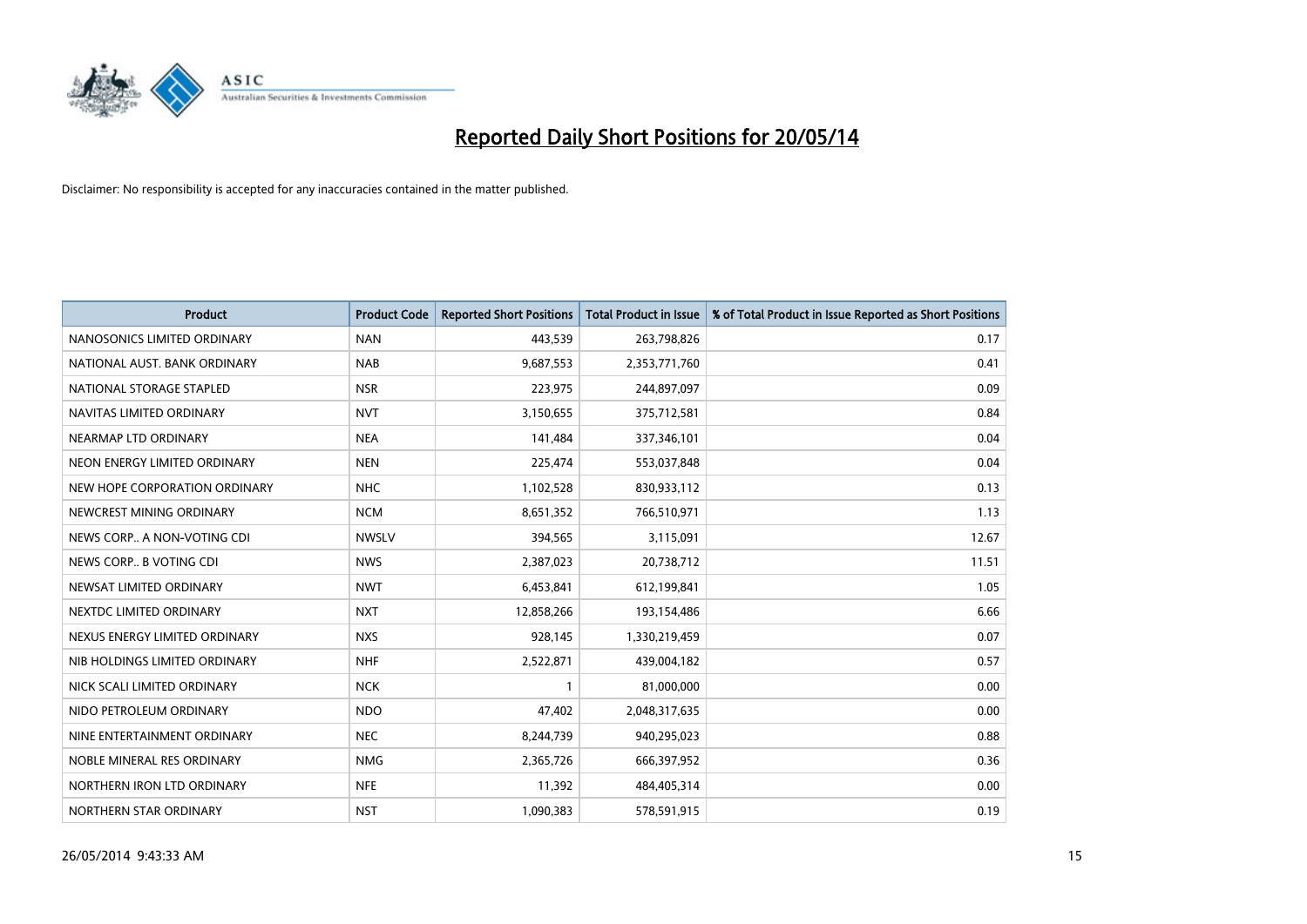# Reported Daily Short Positions for 20/05/14

Disclaimer: No responsibility is accepted for any inaccuracies contained in the matter published.

| Product | Product Code | Reported Short Positions | Total Product in Issue | % of Total Product in Issue Reported as Short Positions |
|---|---|---|---|---|
| NANOSONICS LIMITED ORDINARY | NAN | 443,539 | 263,798,826 | 0.17 |
| NATIONAL AUST. BANK ORDINARY | NAB | 9,687,553 | 2,353,771,760 | 0.41 |
| NATIONAL STORAGE STAPLED | NSR | 223,975 | 244,897,097 | 0.09 |
| NAVITAS LIMITED ORDINARY | NVT | 3,150,655 | 375,712,581 | 0.84 |
| NEARMAP LTD ORDINARY | NEA | 141,484 | 337,346,101 | 0.04 |
| NEON ENERGY LIMITED ORDINARY | NEN | 225,474 | 553,037,848 | 0.04 |
| NEW HOPE CORPORATION ORDINARY | NHC | 1,102,528 | 830,933,112 | 0.13 |
| NEWCREST MINING ORDINARY | NCM | 8,651,352 | 766,510,971 | 1.13 |
| NEWS CORP.. A NON-VOTING CDI | NWSLV | 394,565 | 3,115,091 | 12.67 |
| NEWS CORP.. B VOTING CDI | NWS | 2,387,023 | 20,738,712 | 11.51 |
| NEWSAT LIMITED ORDINARY | NWT | 6,453,841 | 612,199,841 | 1.05 |
| NEXTDC LIMITED ORDINARY | NXT | 12,858,266 | 193,154,486 | 6.66 |
| NEXUS ENERGY LIMITED ORDINARY | NXS | 928,145 | 1,330,219,459 | 0.07 |
| NIB HOLDINGS LIMITED ORDINARY | NHF | 2,522,871 | 439,004,182 | 0.57 |
| NICK SCALI LIMITED ORDINARY | NCK | 1 | 81,000,000 | 0.00 |
| NIDO PETROLEUM ORDINARY | NDO | 47,402 | 2,048,317,635 | 0.00 |
| NINE ENTERTAINMENT ORDINARY | NEC | 8,244,739 | 940,295,023 | 0.88 |
| NOBLE MINERAL RES ORDINARY | NMG | 2,365,726 | 666,397,952 | 0.36 |
| NORTHERN IRON LTD ORDINARY | NFE | 11,392 | 484,405,314 | 0.00 |
| NORTHERN STAR ORDINARY | NST | 1,090,383 | 578,591,915 | 0.19 |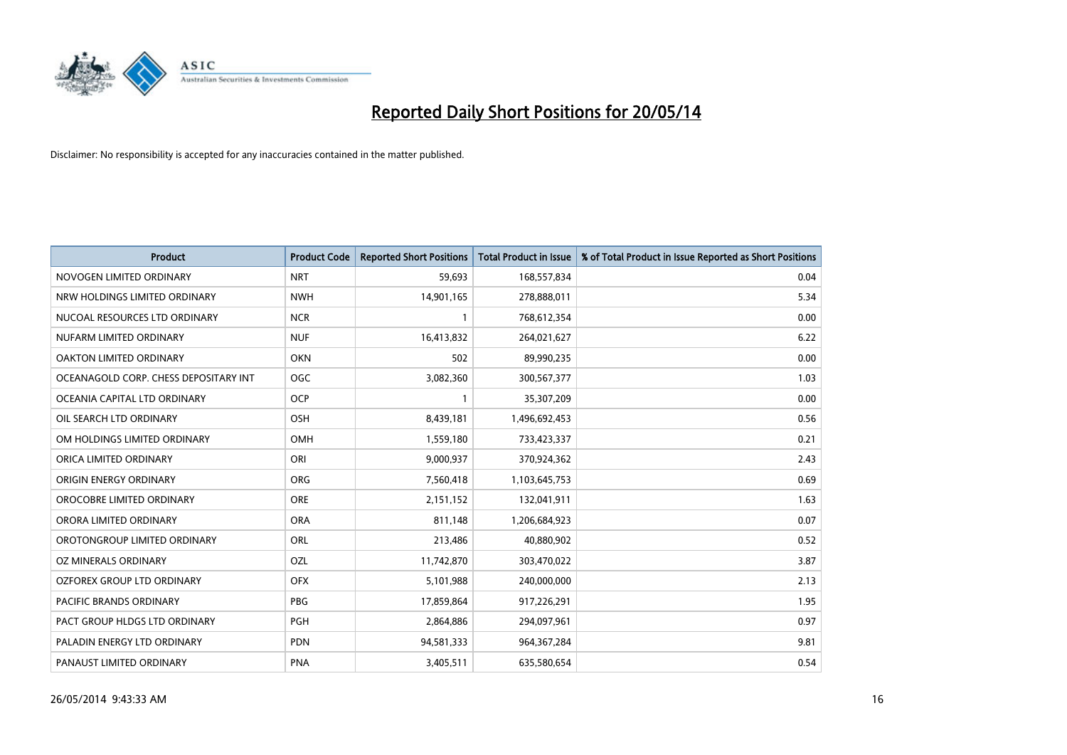# Reported Daily Short Positions for 20/05/14

Disclaimer: No responsibility is accepted for any inaccuracies contained in the matter published.

| Product | Product Code | Reported Short Positions | Total Product in Issue | % of Total Product in Issue Reported as Short Positions |
|---|---|---|---|---|
| NOVOGEN LIMITED ORDINARY | NRT | 59,693 | 168,557,834 | 0.04 |
| NRW HOLDINGS LIMITED ORDINARY | NWH | 14,901,165 | 278,888,011 | 5.34 |
| NUCOAL RESOURCES LTD ORDINARY | NCR | 1 | 768,612,354 | 0.00 |
| NUFARM LIMITED ORDINARY | NUF | 16,413,832 | 264,021,627 | 6.22 |
| OAKTON LIMITED ORDINARY | OKN | 502 | 89,990,235 | 0.00 |
| OCEANAGOLD CORP. CHESS DEPOSITARY INT | OGC | 3,082,360 | 300,567,377 | 1.03 |
| OCEANIA CAPITAL LTD ORDINARY | OCP | 1 | 35,307,209 | 0.00 |
| OIL SEARCH LTD ORDINARY | OSH | 8,439,181 | 1,496,692,453 | 0.56 |
| OM HOLDINGS LIMITED ORDINARY | OMH | 1,559,180 | 733,423,337 | 0.21 |
| ORICA LIMITED ORDINARY | ORI | 9,000,937 | 370,924,362 | 2.43 |
| ORIGIN ENERGY ORDINARY | ORG | 7,560,418 | 1,103,645,753 | 0.69 |
| OROCOBRE LIMITED ORDINARY | ORE | 2,151,152 | 132,041,911 | 1.63 |
| ORORA LIMITED ORDINARY | ORA | 811,148 | 1,206,684,923 | 0.07 |
| OROTONGROUP LIMITED ORDINARY | ORL | 213,486 | 40,880,902 | 0.52 |
| OZ MINERALS ORDINARY | OZL | 11,742,870 | 303,470,022 | 3.87 |
| OZFOREX GROUP LTD ORDINARY | OFX | 5,101,988 | 240,000,000 | 2.13 |
| PACIFIC BRANDS ORDINARY | PBG | 17,859,864 | 917,226,291 | 1.95 |
| PACT GROUP HLDGS LTD ORDINARY | PGH | 2,864,886 | 294,097,961 | 0.97 |
| PALADIN ENERGY LTD ORDINARY | PDN | 94,581,333 | 964,367,284 | 9.81 |
| PANAUST LIMITED ORDINARY | PNA | 3,405,511 | 635,580,654 | 0.54 |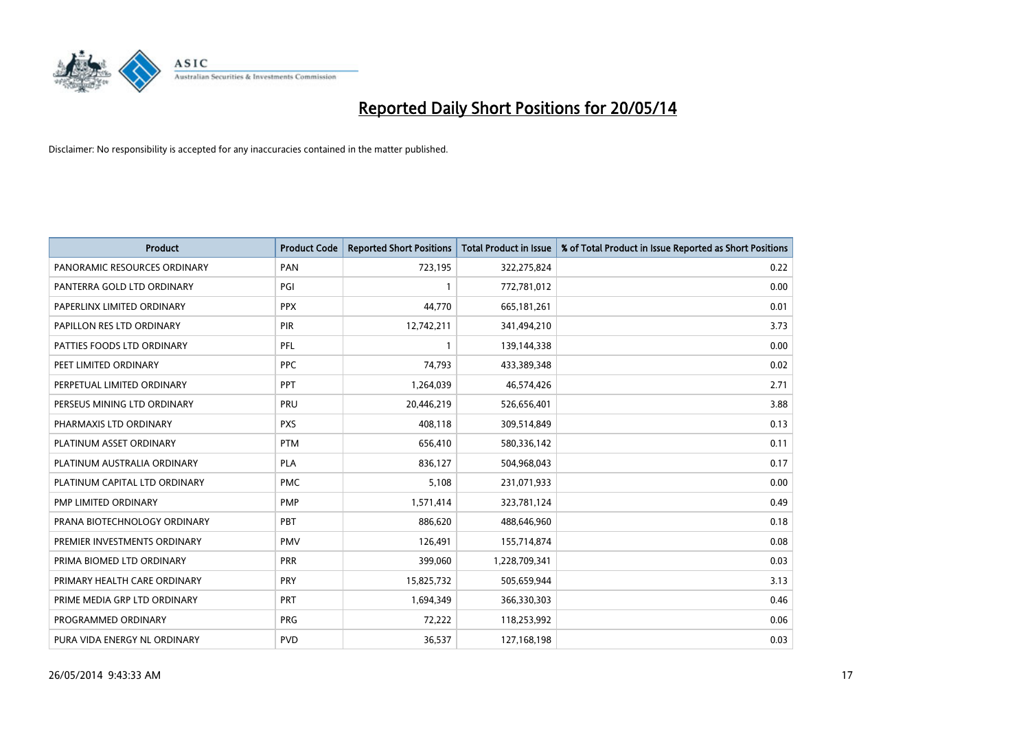# Reported Daily Short Positions for 20/05/14

Disclaimer: No responsibility is accepted for any inaccuracies contained in the matter published.

| Product | Product Code | Reported Short Positions | Total Product in Issue | % of Total Product in Issue Reported as Short Positions |
|---|---|---|---|---|
| PANORAMIC RESOURCES ORDINARY | PAN | 723,195 | 322,275,824 | 0.22 |
| PANTERRA GOLD LTD ORDINARY | PGI | 1 | 772,781,012 | 0.00 |
| PAPERLINX LIMITED ORDINARY | PPX | 44,770 | 665,181,261 | 0.01 |
| PAPILLON RES LTD ORDINARY | PIR | 12,742,211 | 341,494,210 | 3.73 |
| PATTIES FOODS LTD ORDINARY | PFL | 1 | 139,144,338 | 0.00 |
| PEET LIMITED ORDINARY | PPC | 74,793 | 433,389,348 | 0.02 |
| PERPETUAL LIMITED ORDINARY | PPT | 1,264,039 | 46,574,426 | 2.71 |
| PERSEUS MINING LTD ORDINARY | PRU | 20,446,219 | 526,656,401 | 3.88 |
| PHARMAXIS LTD ORDINARY | PXS | 408,118 | 309,514,849 | 0.13 |
| PLATINUM ASSET ORDINARY | PTM | 656,410 | 580,336,142 | 0.11 |
| PLATINUM AUSTRALIA ORDINARY | PLA | 836,127 | 504,968,043 | 0.17 |
| PLATINUM CAPITAL LTD ORDINARY | PMC | 5,108 | 231,071,933 | 0.00 |
| PMP LIMITED ORDINARY | PMP | 1,571,414 | 323,781,124 | 0.49 |
| PRANA BIOTECHNOLOGY ORDINARY | PBT | 886,620 | 488,646,960 | 0.18 |
| PREMIER INVESTMENTS ORDINARY | PMV | 126,491 | 155,714,874 | 0.08 |
| PRIMA BIOMED LTD ORDINARY | PRR | 399,060 | 1,228,709,341 | 0.03 |
| PRIMARY HEALTH CARE ORDINARY | PRY | 15,825,732 | 505,659,944 | 3.13 |
| PRIME MEDIA GRP LTD ORDINARY | PRT | 1,694,349 | 366,330,303 | 0.46 |
| PROGRAMMED ORDINARY | PRG | 72,222 | 118,253,992 | 0.06 |
| PURA VIDA ENERGY NL ORDINARY | PVD | 36,537 | 127,168,198 | 0.03 |

26/05/2014 9:43:33 AM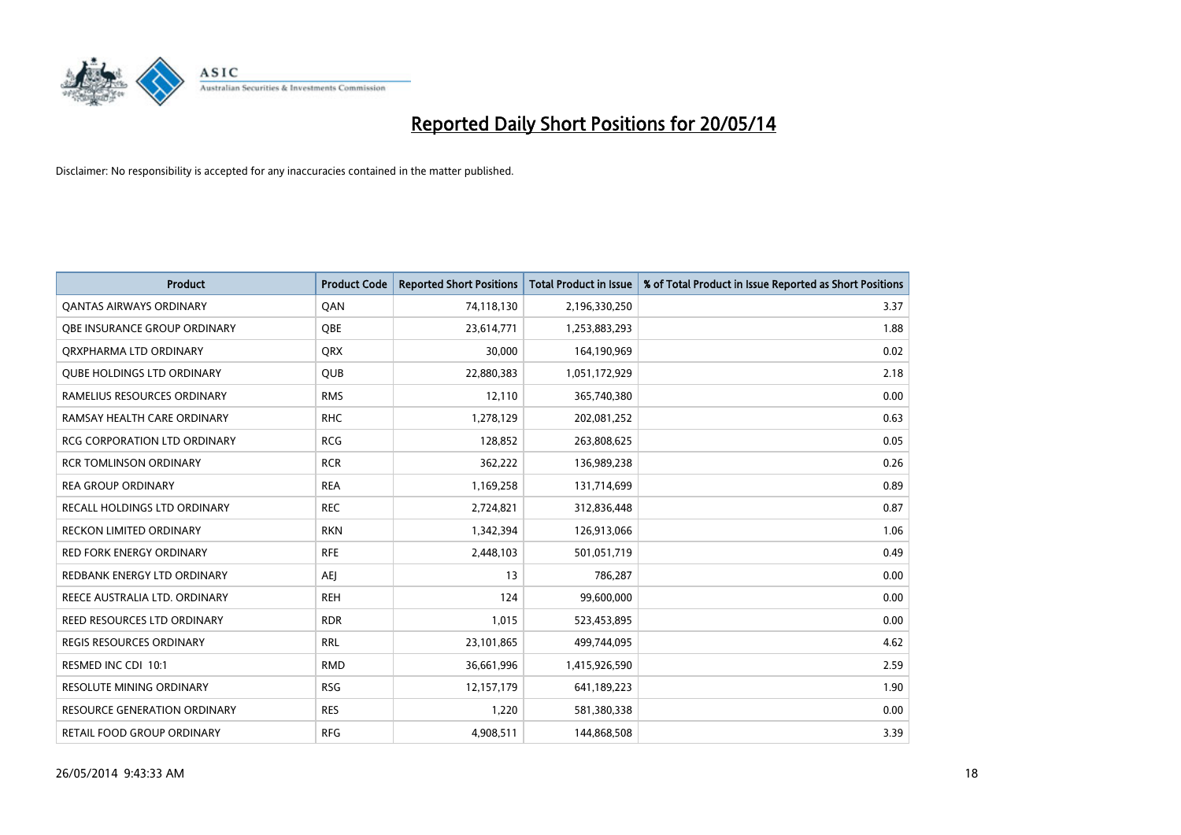# Reported Daily Short Positions for 20/05/14

Disclaimer: No responsibility is accepted for any inaccuracies contained in the matter published.

| Product | Product Code | Reported Short Positions | Total Product in Issue | % of Total Product in Issue Reported as Short Positions |
|---|---|---|---|---|
| QANTAS AIRWAYS ORDINARY | QAN | 74,118,130 | 2,196,330,250 | 3.37 |
| QBE INSURANCE GROUP ORDINARY | QBE | 23,614,771 | 1,253,883,293 | 1.88 |
| QRXPHARMA LTD ORDINARY | QRX | 30,000 | 164,190,969 | 0.02 |
| QUBE HOLDINGS LTD ORDINARY | QUB | 22,880,383 | 1,051,172,929 | 2.18 |
| RAMELIUS RESOURCES ORDINARY | RMS | 12,110 | 365,740,380 | 0.00 |
| RAMSAY HEALTH CARE ORDINARY | RHC | 1,278,129 | 202,081,252 | 0.63 |
| RCG CORPORATION LTD ORDINARY | RCG | 128,852 | 263,808,625 | 0.05 |
| RCR TOMLINSON ORDINARY | RCR | 362,222 | 136,989,238 | 0.26 |
| REA GROUP ORDINARY | REA | 1,169,258 | 131,714,699 | 0.89 |
| RECALL HOLDINGS LTD ORDINARY | REC | 2,724,821 | 312,836,448 | 0.87 |
| RECKON LIMITED ORDINARY | RKN | 1,342,394 | 126,913,066 | 1.06 |
| RED FORK ENERGY ORDINARY | RFE | 2,448,103 | 501,051,719 | 0.49 |
| REDBANK ENERGY LTD ORDINARY | AEJ | 13 | 786,287 | 0.00 |
| REECE AUSTRALIA LTD. ORDINARY | REH | 124 | 99,600,000 | 0.00 |
| REED RESOURCES LTD ORDINARY | RDR | 1,015 | 523,453,895 | 0.00 |
| REGIS RESOURCES ORDINARY | RRL | 23,101,865 | 499,744,095 | 4.62 |
| RESMED INC CDI 10:1 | RMD | 36,661,996 | 1,415,926,590 | 2.59 |
| RESOLUTE MINING ORDINARY | RSG | 12,157,179 | 641,189,223 | 1.90 |
| RESOURCE GENERATION ORDINARY | RES | 1,220 | 581,380,338 | 0.00 |
| RETAIL FOOD GROUP ORDINARY | RFG | 4,908,511 | 144,868,508 | 3.39 |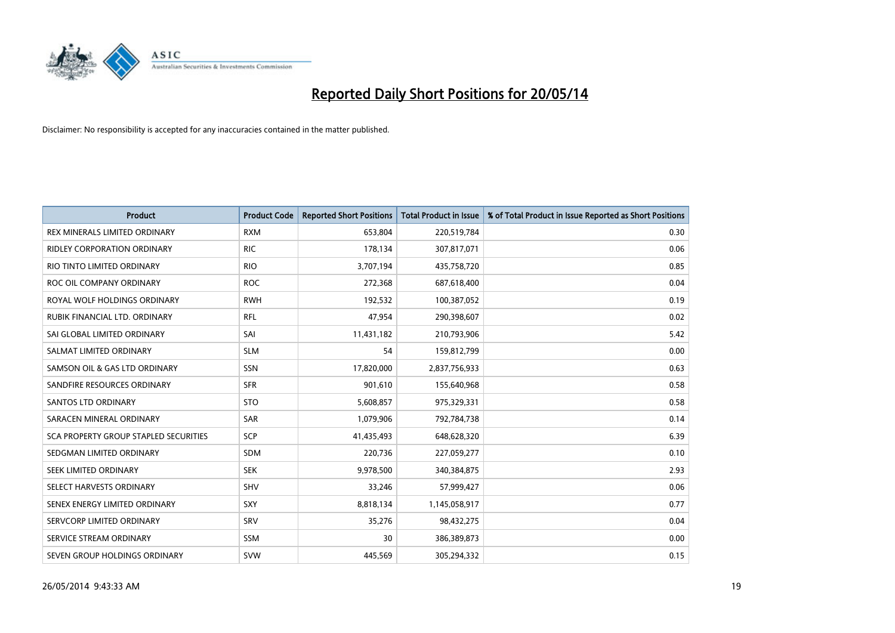# Reported Daily Short Positions for 20/05/14

Disclaimer: No responsibility is accepted for any inaccuracies contained in the matter published.

| Product | Product Code | Reported Short Positions | Total Product in Issue | % of Total Product in Issue Reported as Short Positions |
|---|---|---|---|---|
| REX MINERALS LIMITED ORDINARY | RXM | 653,804 | 220,519,784 | 0.30 |
| RIDLEY CORPORATION ORDINARY | RIC | 178,134 | 307,817,071 | 0.06 |
| RIO TINTO LIMITED ORDINARY | RIO | 3,707,194 | 435,758,720 | 0.85 |
| ROC OIL COMPANY ORDINARY | ROC | 272,368 | 687,618,400 | 0.04 |
| ROYAL WOLF HOLDINGS ORDINARY | RWH | 192,532 | 100,387,052 | 0.19 |
| RUBIK FINANCIAL LTD. ORDINARY | RFL | 47,954 | 290,398,607 | 0.02 |
| SAI GLOBAL LIMITED ORDINARY | SAI | 11,431,182 | 210,793,906 | 5.42 |
| SALMAT LIMITED ORDINARY | SLM | 54 | 159,812,799 | 0.00 |
| SAMSON OIL & GAS LTD ORDINARY | SSN | 17,820,000 | 2,837,756,933 | 0.63 |
| SANDFIRE RESOURCES ORDINARY | SFR | 901,610 | 155,640,968 | 0.58 |
| SANTOS LTD ORDINARY | STO | 5,608,857 | 975,329,331 | 0.58 |
| SARACEN MINERAL ORDINARY | SAR | 1,079,906 | 792,784,738 | 0.14 |
| SCA PROPERTY GROUP STAPLED SECURITIES | SCP | 41,435,493 | 648,628,320 | 6.39 |
| SEDGMAN LIMITED ORDINARY | SDM | 220,736 | 227,059,277 | 0.10 |
| SEEK LIMITED ORDINARY | SEK | 9,978,500 | 340,384,875 | 2.93 |
| SELECT HARVESTS ORDINARY | SHV | 33,246 | 57,999,427 | 0.06 |
| SENEX ENERGY LIMITED ORDINARY | SXY | 8,818,134 | 1,145,058,917 | 0.77 |
| SERVCORP LIMITED ORDINARY | SRV | 35,276 | 98,432,275 | 0.04 |
| SERVICE STREAM ORDINARY | SSM | 30 | 386,389,873 | 0.00 |
| SEVEN GROUP HOLDINGS ORDINARY | SVW | 445,569 | 305,294,332 | 0.15 |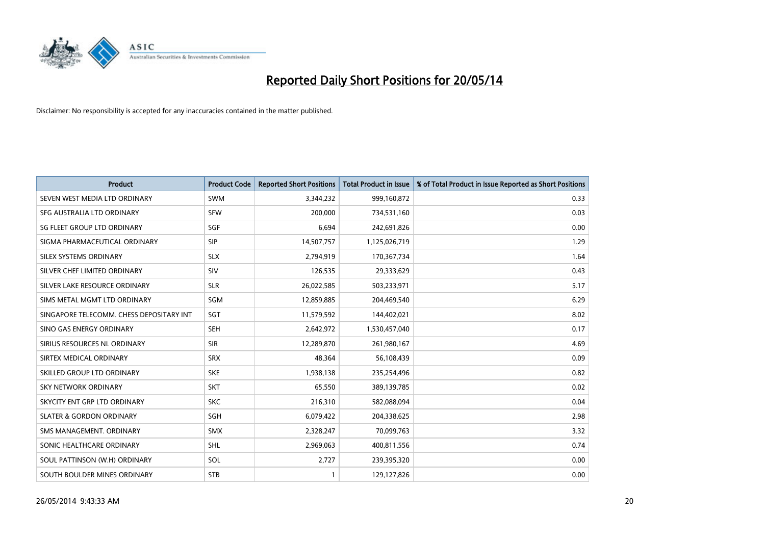# Reported Daily Short Positions for 20/05/14

Disclaimer: No responsibility is accepted for any inaccuracies contained in the matter published.

| Product | Product Code | Reported Short Positions | Total Product in Issue | % of Total Product in Issue Reported as Short Positions |
| --- | --- | --- | --- | --- |
| SEVEN WEST MEDIA LTD ORDINARY | SWM | 3,344,232 | 999,160,872 | 0.33 |
| SFG AUSTRALIA LTD ORDINARY | SFW | 200,000 | 734,531,160 | 0.03 |
| SG FLEET GROUP LTD ORDINARY | SGF | 6,694 | 242,691,826 | 0.00 |
| SIGMA PHARMACEUTICAL ORDINARY | SIP | 14,507,757 | 1,125,026,719 | 1.29 |
| SILEX SYSTEMS ORDINARY | SLX | 2,794,919 | 170,367,734 | 1.64 |
| SILVER CHEF LIMITED ORDINARY | SIV | 126,535 | 29,333,629 | 0.43 |
| SILVER LAKE RESOURCE ORDINARY | SLR | 26,022,585 | 503,233,971 | 5.17 |
| SIMS METAL MGMT LTD ORDINARY | SGM | 12,859,885 | 204,469,540 | 6.29 |
| SINGAPORE TELECOMM. CHESS DEPOSITARY INT | SGT | 11,579,592 | 144,402,021 | 8.02 |
| SINO GAS ENERGY ORDINARY | SEH | 2,642,972 | 1,530,457,040 | 0.17 |
| SIRIUS RESOURCES NL ORDINARY | SIR | 12,289,870 | 261,980,167 | 4.69 |
| SIRTEX MEDICAL ORDINARY | SRX | 48,364 | 56,108,439 | 0.09 |
| SKILLED GROUP LTD ORDINARY | SKE | 1,938,138 | 235,254,496 | 0.82 |
| SKY NETWORK ORDINARY | SKT | 65,550 | 389,139,785 | 0.02 |
| SKYCITY ENT GRP LTD ORDINARY | SKC | 216,310 | 582,088,094 | 0.04 |
| SLATER & GORDON ORDINARY | SGH | 6,079,422 | 204,338,625 | 2.98 |
| SMS MANAGEMENT. ORDINARY | SMX | 2,328,247 | 70,099,763 | 3.32 |
| SONIC HEALTHCARE ORDINARY | SHL | 2,969,063 | 400,811,556 | 0.74 |
| SOUL PATTINSON (W.H) ORDINARY | SOL | 2,727 | 239,395,320 | 0.00 |
| SOUTH BOULDER MINES ORDINARY | STB | 1 | 129,127,826 | 0.00 |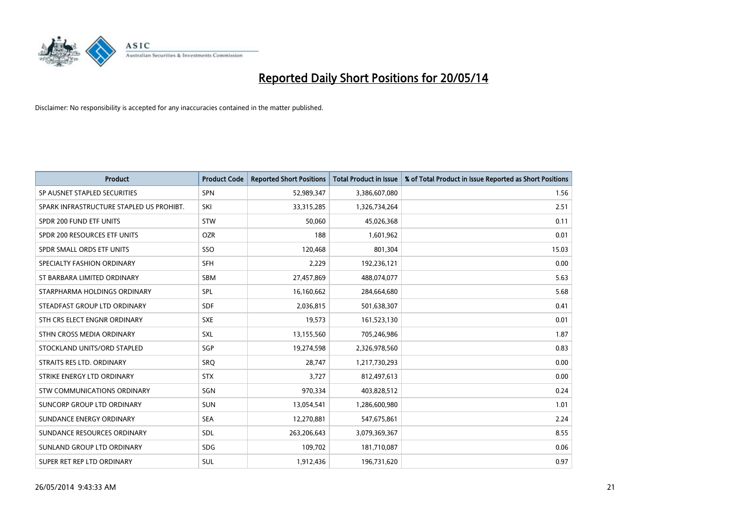# Reported Daily Short Positions for 20/05/14

Disclaimer: No responsibility is accepted for any inaccuracies contained in the matter published.

| Product | Product Code | Reported Short Positions | Total Product in Issue | % of Total Product in Issue Reported as Short Positions |
|---|---|---|---|---|
| SP AUSNET STAPLED SECURITIES | SPN | 52,989,347 | 3,386,607,080 | 1.56 |
| SPARK INFRASTRUCTURE STAPLED US PROHIBT. | SKI | 33,315,285 | 1,326,734,264 | 2.51 |
| SPDR 200 FUND ETF UNITS | STW | 50,060 | 45,026,368 | 0.11 |
| SPDR 200 RESOURCES ETF UNITS | OZR | 188 | 1,601,962 | 0.01 |
| SPDR SMALL ORDS ETF UNITS | SSO | 120,468 | 801,304 | 15.03 |
| SPECIALTY FASHION ORDINARY | SFH | 2,229 | 192,236,121 | 0.00 |
| ST BARBARA LIMITED ORDINARY | SBM | 27,457,869 | 488,074,077 | 5.63 |
| STARPHARMA HOLDINGS ORDINARY | SPL | 16,160,662 | 284,664,680 | 5.68 |
| STEADFAST GROUP LTD ORDINARY | SDF | 2,036,815 | 501,638,307 | 0.41 |
| STH CRS ELECT ENGNR ORDINARY | SXE | 19,573 | 161,523,130 | 0.01 |
| STHN CROSS MEDIA ORDINARY | SXL | 13,155,560 | 705,246,986 | 1.87 |
| STOCKLAND UNITS/ORD STAPLED | SGP | 19,274,598 | 2,326,978,560 | 0.83 |
| STRAITS RES LTD. ORDINARY | SRQ | 28,747 | 1,217,730,293 | 0.00 |
| STRIKE ENERGY LTD ORDINARY | STX | 3,727 | 812,497,613 | 0.00 |
| STW COMMUNICATIONS ORDINARY | SGN | 970,334 | 403,828,512 | 0.24 |
| SUNCORP GROUP LTD ORDINARY | SUN | 13,054,541 | 1,286,600,980 | 1.01 |
| SUNDANCE ENERGY ORDINARY | SEA | 12,270,881 | 547,675,861 | 2.24 |
| SUNDANCE RESOURCES ORDINARY | SDL | 263,206,643 | 3,079,369,367 | 8.55 |
| SUNLAND GROUP LTD ORDINARY | SDG | 109,702 | 181,710,087 | 0.06 |
| SUPER RET REP LTD ORDINARY | SUL | 1,912,436 | 196,731,620 | 0.97 |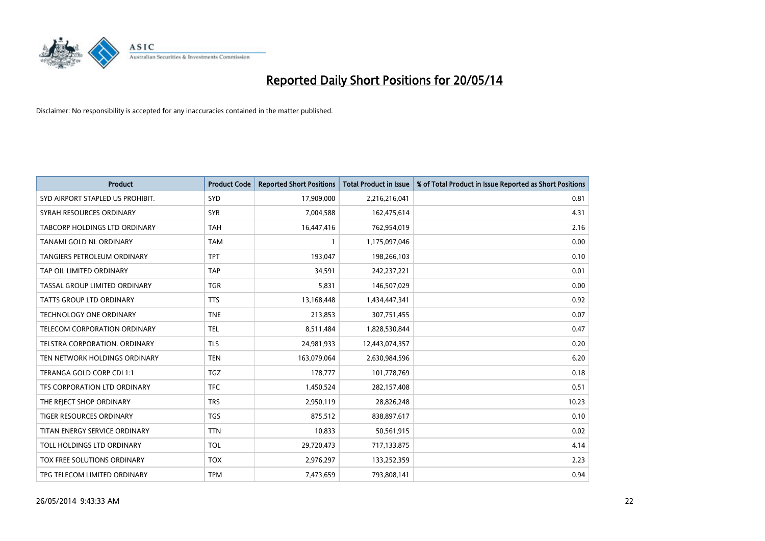# Reported Daily Short Positions for 20/05/14

Disclaimer: No responsibility is accepted for any inaccuracies contained in the matter published.

| Product | Product Code | Reported Short Positions | Total Product in Issue | % of Total Product in Issue Reported as Short Positions |
|---|---|---|---|---|
| SYD AIRPORT STAPLED US PROHIBIT. | SYD | 17,909,000 | 2,216,216,041 | 0.81 |
| SYRAH RESOURCES ORDINARY | SYR | 7,004,588 | 162,475,614 | 4.31 |
| TABCORP HOLDINGS LTD ORDINARY | TAH | 16,447,416 | 762,954,019 | 2.16 |
| TANAMI GOLD NL ORDINARY | TAM | 1 | 1,175,097,046 | 0.00 |
| TANGIERS PETROLEUM ORDINARY | TPT | 193,047 | 198,266,103 | 0.10 |
| TAP OIL LIMITED ORDINARY | TAP | 34,591 | 242,237,221 | 0.01 |
| TASSAL GROUP LIMITED ORDINARY | TGR | 5,831 | 146,507,029 | 0.00 |
| TATTS GROUP LTD ORDINARY | TTS | 13,168,448 | 1,434,447,341 | 0.92 |
| TECHNOLOGY ONE ORDINARY | TNE | 213,853 | 307,751,455 | 0.07 |
| TELECOM CORPORATION ORDINARY | TEL | 8,511,484 | 1,828,530,844 | 0.47 |
| TELSTRA CORPORATION. ORDINARY | TLS | 24,981,933 | 12,443,074,357 | 0.20 |
| TEN NETWORK HOLDINGS ORDINARY | TEN | 163,079,064 | 2,630,984,596 | 6.20 |
| TERANGA GOLD CORP CDI 1:1 | TGZ | 178,777 | 101,778,769 | 0.18 |
| TFS CORPORATION LTD ORDINARY | TFC | 1,450,524 | 282,157,408 | 0.51 |
| THE REJECT SHOP ORDINARY | TRS | 2,950,119 | 28,826,248 | 10.23 |
| TIGER RESOURCES ORDINARY | TGS | 875,512 | 838,897,617 | 0.10 |
| TITAN ENERGY SERVICE ORDINARY | TTN | 10,833 | 50,561,915 | 0.02 |
| TOLL HOLDINGS LTD ORDINARY | TOL | 29,720,473 | 717,133,875 | 4.14 |
| TOX FREE SOLUTIONS ORDINARY | TOX | 2,976,297 | 133,252,359 | 2.23 |
| TPG TELECOM LIMITED ORDINARY | TPM | 7,473,659 | 793,808,141 | 0.94 |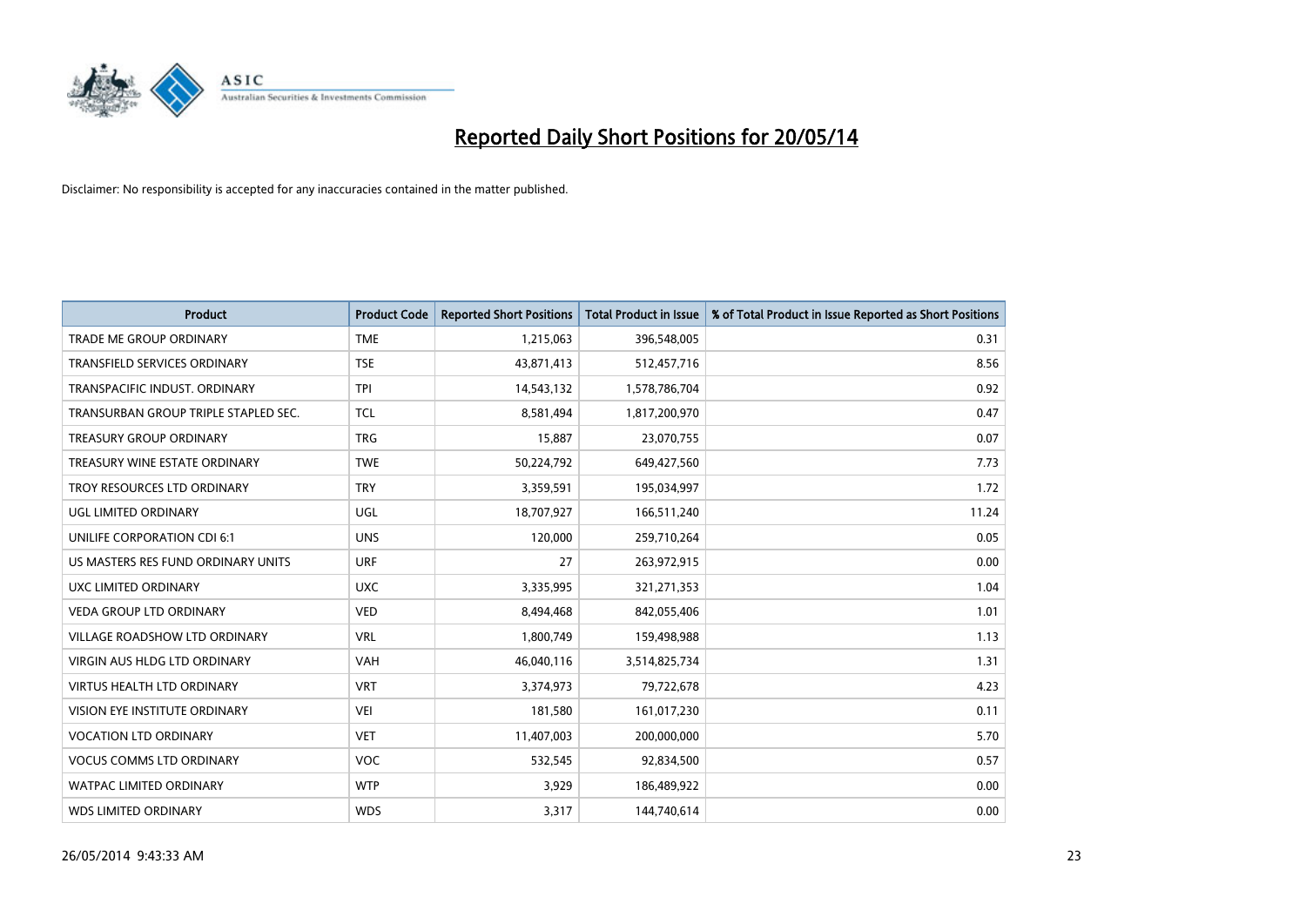# Reported Daily Short Positions for 20/05/14

Disclaimer: No responsibility is accepted for any inaccuracies contained in the matter published.

| Product | Product Code | Reported Short Positions | Total Product in Issue | % of Total Product in Issue Reported as Short Positions |
|---|---|---|---|---|
| TRADE ME GROUP ORDINARY | TME | 1,215,063 | 396,548,005 | 0.31 |
| TRANSFIELD SERVICES ORDINARY | TSE | 43,871,413 | 512,457,716 | 8.56 |
| TRANSPACIFIC INDUST. ORDINARY | TPI | 14,543,132 | 1,578,786,704 | 0.92 |
| TRANSURBAN GROUP TRIPLE STAPLED SEC. | TCL | 8,581,494 | 1,817,200,970 | 0.47 |
| TREASURY GROUP ORDINARY | TRG | 15,887 | 23,070,755 | 0.07 |
| TREASURY WINE ESTATE ORDINARY | TWE | 50,224,792 | 649,427,560 | 7.73 |
| TROY RESOURCES LTD ORDINARY | TRY | 3,359,591 | 195,034,997 | 1.72 |
| UGL LIMITED ORDINARY | UGL | 18,707,927 | 166,511,240 | 11.24 |
| UNILIFE CORPORATION CDI 6:1 | UNS | 120,000 | 259,710,264 | 0.05 |
| US MASTERS RES FUND ORDINARY UNITS | URF | 27 | 263,972,915 | 0.00 |
| UXC LIMITED ORDINARY | UXC | 3,335,995 | 321,271,353 | 1.04 |
| VEDA GROUP LTD ORDINARY | VED | 8,494,468 | 842,055,406 | 1.01 |
| VILLAGE ROADSHOW LTD ORDINARY | VRL | 1,800,749 | 159,498,988 | 1.13 |
| VIRGIN AUS HLDG LTD ORDINARY | VAH | 46,040,116 | 3,514,825,734 | 1.31 |
| VIRTUS HEALTH LTD ORDINARY | VRT | 3,374,973 | 79,722,678 | 4.23 |
| VISION EYE INSTITUTE ORDINARY | VEI | 181,580 | 161,017,230 | 0.11 |
| VOCATION LTD ORDINARY | VET | 11,407,003 | 200,000,000 | 5.70 |
| VOCUS COMMS LTD ORDINARY | VOC | 532,545 | 92,834,500 | 0.57 |
| WATPAC LIMITED ORDINARY | WTP | 3,929 | 186,489,922 | 0.00 |
| WDS LIMITED ORDINARY | WDS | 3,317 | 144,740,614 | 0.00 |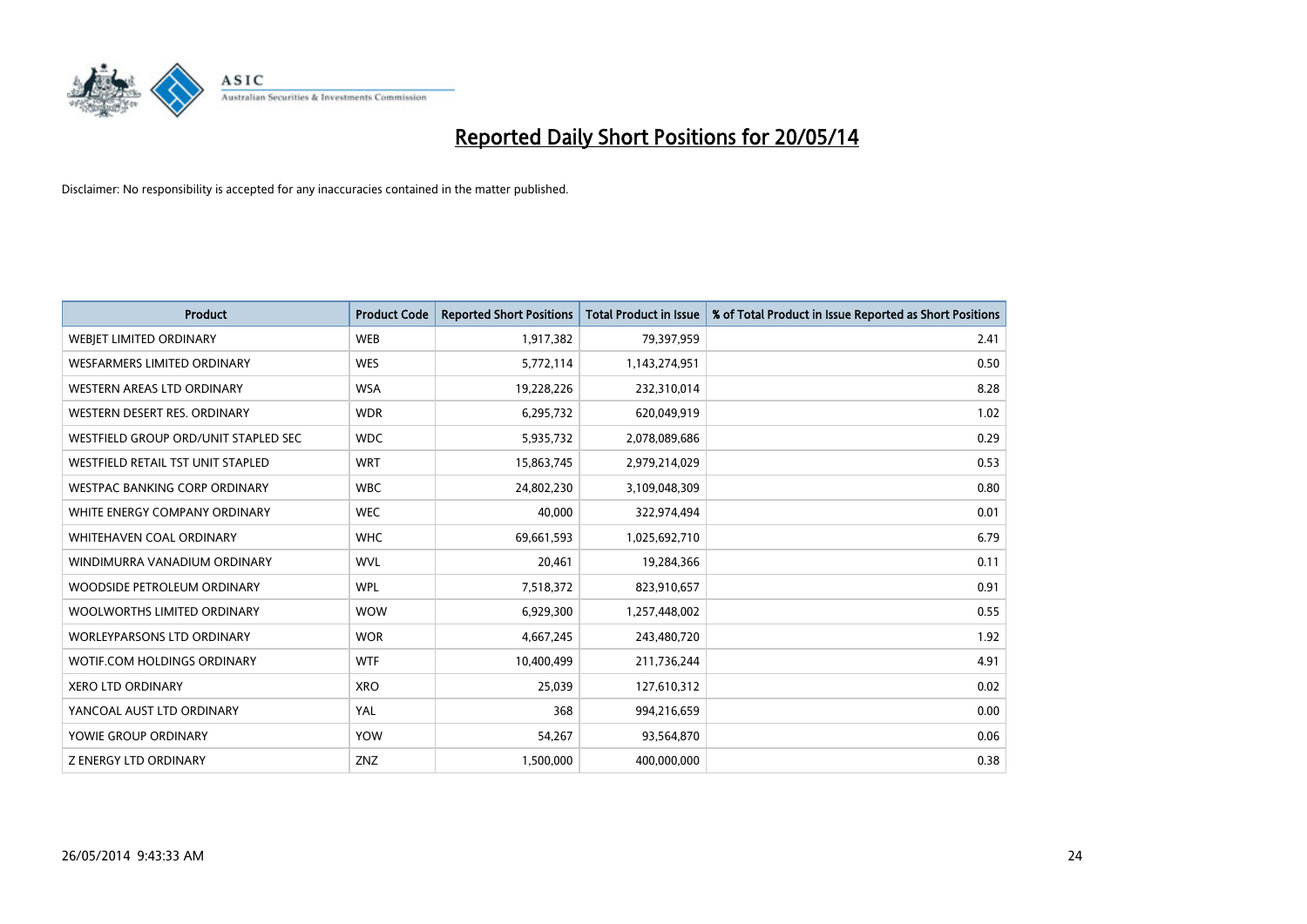# Reported Daily Short Positions for 20/05/14

Disclaimer: No responsibility is accepted for any inaccuracies contained in the matter published.

| Product | Product Code | Reported Short Positions | Total Product in Issue | % of Total Product in Issue Reported as Short Positions |
|---|---|---|---|---|
| WEBJET LIMITED ORDINARY | WEB | 1,917,382 | 79,397,959 | 2.41 |
| WESFARMERS LIMITED ORDINARY | WES | 5,772,114 | 1,143,274,951 | 0.50 |
| WESTERN AREAS LTD ORDINARY | WSA | 19,228,226 | 232,310,014 | 8.28 |
| WESTERN DESERT RES. ORDINARY | WDR | 6,295,732 | 620,049,919 | 1.02 |
| WESTFIELD GROUP ORD/UNIT STAPLED SEC | WDC | 5,935,732 | 2,078,089,686 | 0.29 |
| WESTFIELD RETAIL TST UNIT STAPLED | WRT | 15,863,745 | 2,979,214,029 | 0.53 |
| WESTPAC BANKING CORP ORDINARY | WBC | 24,802,230 | 3,109,048,309 | 0.80 |
| WHITE ENERGY COMPANY ORDINARY | WEC | 40,000 | 322,974,494 | 0.01 |
| WHITEHAVEN COAL ORDINARY | WHC | 69,661,593 | 1,025,692,710 | 6.79 |
| WINDIMURRA VANADIUM ORDINARY | WVL | 20,461 | 19,284,366 | 0.11 |
| WOODSIDE PETROLEUM ORDINARY | WPL | 7,518,372 | 823,910,657 | 0.91 |
| WOOLWORTHS LIMITED ORDINARY | WOW | 6,929,300 | 1,257,448,002 | 0.55 |
| WORLEYPARSONS LTD ORDINARY | WOR | 4,667,245 | 243,480,720 | 1.92 |
| WOTIF.COM HOLDINGS ORDINARY | WTF | 10,400,499 | 211,736,244 | 4.91 |
| XERO LTD ORDINARY | XRO | 25,039 | 127,610,312 | 0.02 |
| YANCOAL AUST LTD ORDINARY | YAL | 368 | 994,216,659 | 0.00 |
| YOWIE GROUP ORDINARY | YOW | 54,267 | 93,564,870 | 0.06 |
| Z ENERGY LTD ORDINARY | ZNZ | 1,500,000 | 400,000,000 | 0.38 |

26/05/2014 9:43:33 AM